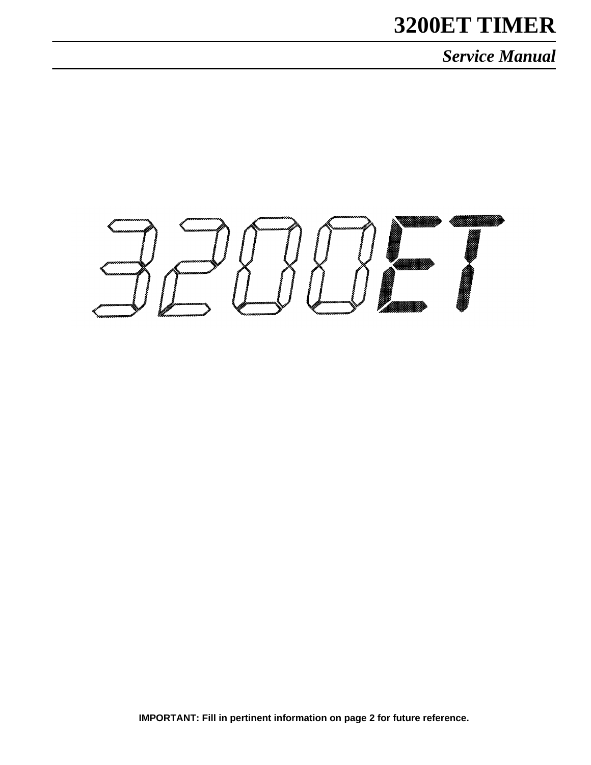# 3200ET TIMER

## *Service Manual*

3200ET

**IMPORTANT: Fill in pertinent information on page 2 for future reference.**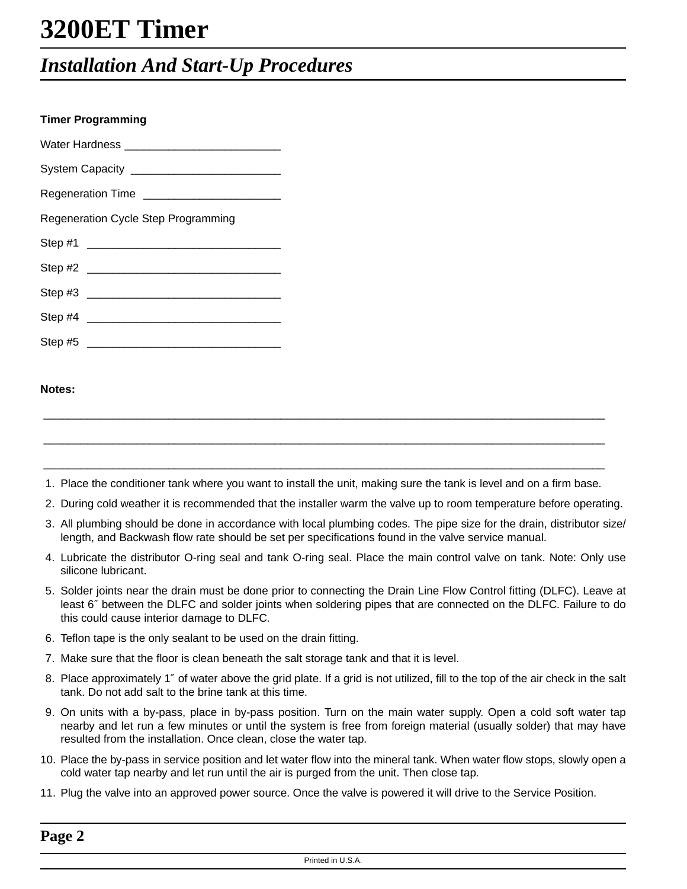# 3200ET Timer

## *Installation And Start-Up Procedures*

**Timer Programming**

Water Hardness ________________________

System Capacity _______________________

Regeneration Time _____________________

Regeneration Cycle Step Programming

Step #1 ______________________________

Step #2 ______________________________

Step #3 ______________________________

Step #4 ______________________________

Step #5 ______________________________

**Notes:**

_____________________________________________________________________________________

_____________________________________________________________________________________

_____________________________________________________________________________________

1. Place the conditioner tank where you want to install the unit, making sure the tank is level and on a firm base.
2. During cold weather it is recommended that the installer warm the valve up to room temperature before operating.
3. All plumbing should be done in accordance with local plumbing codes. The pipe size for the drain, distributor size/ length, and Backwash flow rate should be set per specifications found in the valve service manual.
4. Lubricate the distributor O-ring seal and tank O-ring seal. Place the main control valve on tank. Note: Only use silicone lubricant.
5. Solder joints near the drain must be done prior to connecting the Drain Line Flow Control fitting (DLFC). Leave at least 6″ between the DLFC and solder joints when soldering pipes that are connected on the DLFC. Failure to do this could cause interior damage to DLFC.
6. Teflon tape is the only sealant to be used on the drain fitting.
7. Make sure that the floor is clean beneath the salt storage tank and that it is level.
8. Place approximately 1″ of water above the grid plate. If a grid is not utilized, fill to the top of the air check in the salt tank. Do not add salt to the brine tank at this time.
9. On units with a by-pass, place in by-pass position. Turn on the main water supply. Open a cold soft water tap nearby and let run a few minutes or until the system is free from foreign material (usually solder) that may have resulted from the installation. Once clean, close the water tap.
10. Place the by-pass in service position and let water flow into the mineral tank. When water flow stops, slowly open a cold water tap nearby and let run until the air is purged from the unit. Then close tap.
11. Plug the valve into an approved power source. Once the valve is powered it will drive to the Service Position.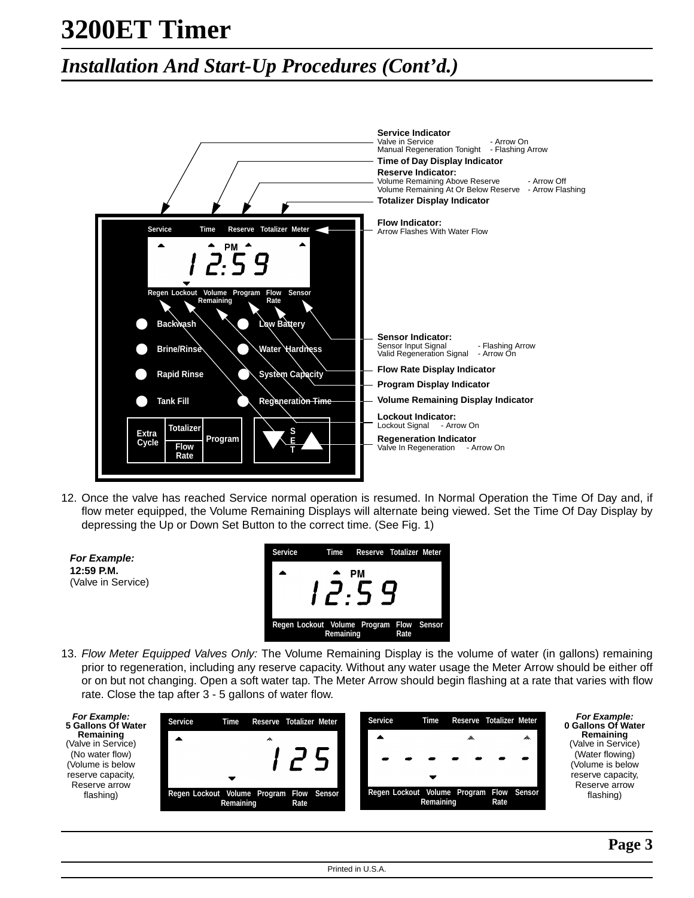# 3200ET Timer

## *Installation And Start-Up Procedures (Cont'd.)*

**Service Indicator**
Valve in Service - Arrow On
Manual Regeneration Tonight - Flashing Arrow

**Time of Day Display Indicator**

**Reserve Indicator:**
Volume Remaining Above Reserve - Arrow Off
Volume Remaining At Or Below Reserve - Arrow Flashing

**Totalizer Display Indicator**

**Flow Indicator:**
Arrow Flashes With Water Flow

**Sensor Indicator:**
Sensor Input Signal - Flashing Arrow
Valid Regeneration Signal - Arrow On

**Flow Rate Display Indicator**

**Program Display Indicator**

**Volume Remaining Display Indicator**

**Lockout Indicator:**
Lockout Signal - Arrow On

**Regeneration Indicator**
Valve In Regeneration - Arrow On

Service Time Reserve Totalizer Meter
PM 12:59
Regen Lockout Volume Remaining Program Flow Rate Sensor

Backwash, Brine/Rinse, Rapid Rinse, Tank Fill, Low Battery, Water Hardness, System Capacity, Regeneration Time

Extra Cycle | Totalizer | Flow Rate | Program | SET

12. Once the valve has reached Service normal operation is resumed. In Normal Operation the Time Of Day and, if flow meter equipped, the Volume Remaining Displays will alternate being viewed. Set the Time Of Day Display by depressing the Up or Down Set Button to the correct time. (See Fig. 1)

***For Example:***
**12:59 P.M.**
(Valve in Service)

13. *Flow Meter Equipped Valves Only:* The Volume Remaining Display is the volume of water (in gallons) remaining prior to regeneration, including any reserve capacity. Without any water usage the Meter Arrow should be either off or on but not changing. Open a soft water tap. The Meter Arrow should begin flashing at a rate that varies with flow rate. Close the tap after 3 - 5 gallons of water flow.

***For Example:***
**5 Gallons Of Water Remaining**
(Valve in Service)
(No water flow)
(Volume is below reserve capacity, Reserve arrow flashing)

***For Example:***
**0 Gallons Of Water Remaining**
(Valve in Service)
(Water flowing)
(Volume is below reserve capacity, Reserve arrow flashing)

Printed in U.S.A.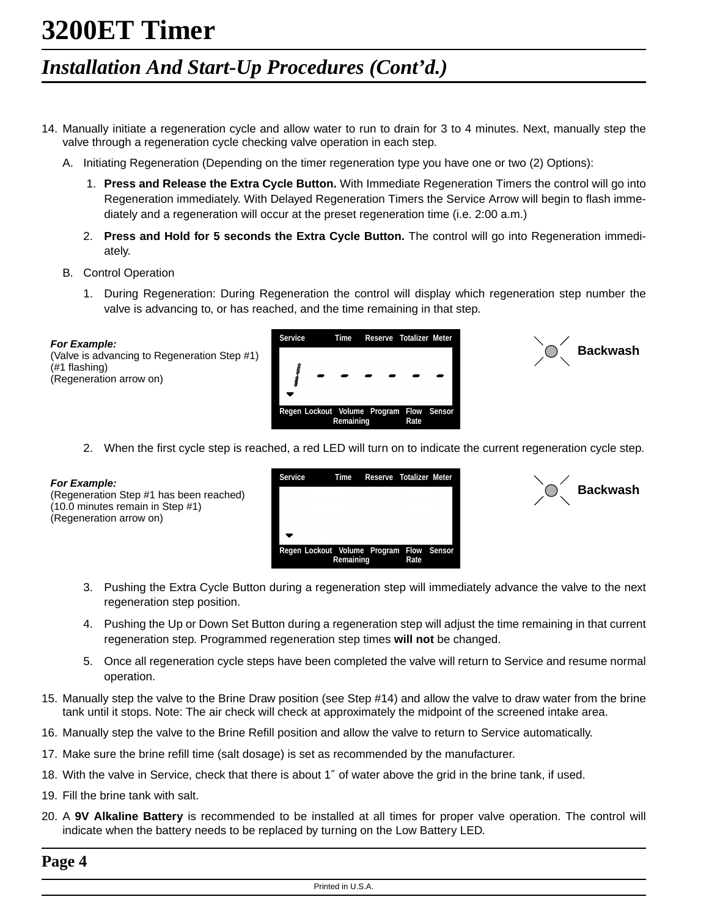# 3200ET Timer

## Installation And Start-Up Procedures (Cont'd.)

14. Manually initiate a regeneration cycle and allow water to run to drain for 3 to 4 minutes. Next, manually step the valve through a regeneration cycle checking valve operation in each step.

    A. Initiating Regeneration (Depending on the timer regeneration type you have one or two (2) Options):

    1. **Press and Release the Extra Cycle Button.** With Immediate Regeneration Timers the control will go into Regeneration immediately. With Delayed Regeneration Timers the Service Arrow will begin to flash immediately and a regeneration will occur at the preset regeneration time (i.e. 2:00 a.m.)

    2. **Press and Hold for 5 seconds the Extra Cycle Button.** The control will go into Regeneration immediately.

    B. Control Operation

    1. During Regeneration: During Regeneration the control will display which regeneration step number the valve is advancing to, or has reached, and the time remaining in that step.

    ***For Example:***
    (Valve is advancing to Regeneration Step #1)
    (#1 flashing)
    (Regeneration arrow on)

    Service Time Reserve Totalizer Meter

    Regen Lockout Volume Remaining Program Flow Rate Sensor

    Backwash

    2. When the first cycle step is reached, a red LED will turn on to indicate the current regeneration cycle step.

    ***For Example:***
    (Regeneration Step #1 has been reached)
    (10.0 minutes remain in Step #1)
    (Regeneration arrow on)

    Service Time Reserve Totalizer Meter

    Regen Lockout Volume Remaining Program Flow Rate Sensor

    Backwash

    3. Pushing the Extra Cycle Button during a regeneration step will immediately advance the valve to the next regeneration step position.

    4. Pushing the Up or Down Set Button during a regeneration step will adjust the time remaining in that current regeneration step. Programmed regeneration step times **will not** be changed.

    5. Once all regeneration cycle steps have been completed the valve will return to Service and resume normal operation.

15. Manually step the valve to the Brine Draw position (see Step #14) and allow the valve to draw water from the brine tank until it stops. Note: The air check will check at approximately the midpoint of the screened intake area.

16. Manually step the valve to the Brine Refill position and allow the valve to return to Service automatically.

17. Make sure the brine refill time (salt dosage) is set as recommended by the manufacturer.

18. With the valve in Service, check that there is about 1″ of water above the grid in the brine tank, if used.

19. Fill the brine tank with salt.

20. A **9V Alkaline Battery** is recommended to be installed at all times for proper valve operation. The control will indicate when the battery needs to be replaced by turning on the Low Battery LED.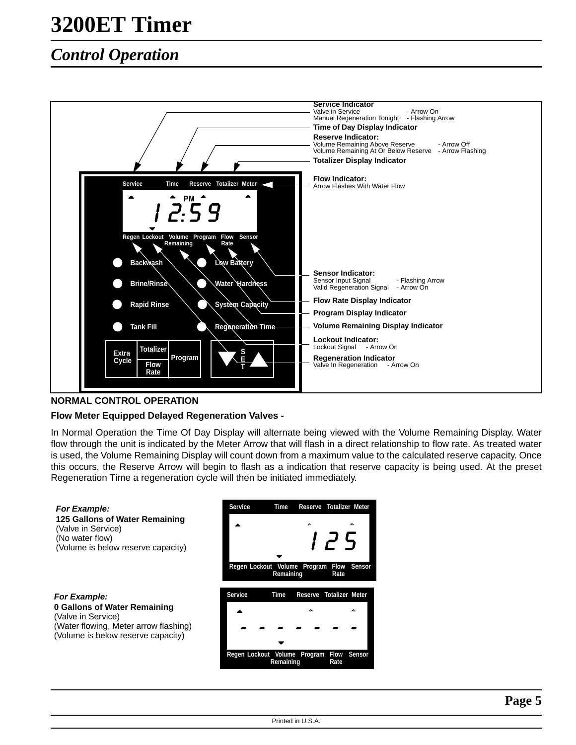# 3200ET Timer

## *Control Operation*

**Service Indicator**
Valve in Service - Arrow On
Manual Regeneration Tonight - Flashing Arrow

**Time of Day Display Indicator**

**Reserve Indicator:**
Volume Remaining Above Reserve - Arrow Off
Volume Remaining At Or Below Reserve - Arrow Flashing

**Totalizer Display Indicator**

**Flow Indicator:**
Arrow Flashes With Water Flow

Service Time Reserve Totalizer Meter

PM 12:59

Regen Lockout Volume Remaining Program Flow Rate Sensor

Backwash — Low Battery
Brine/Rinse — Water Hardness
Rapid Rinse — System Capacity
Tank Fill — Regeneration Time

Extra Cycle | Totalizer | Flow Rate | Program | SET

**Sensor Indicator:**
Sensor Input Signal - Flashing Arrow
Valid Regeneration Signal - Arrow On

**Flow Rate Display Indicator**

**Program Display Indicator**

**Volume Remaining Display Indicator**

**Lockout Indicator:**
Lockout Signal - Arrow On

**Regeneration Indicator**
Valve In Regeneration - Arrow On

**NORMAL CONTROL OPERATION**

**Flow Meter Equipped Delayed Regeneration Valves -**

In Normal Operation the Time Of Day Display will alternate being viewed with the Volume Remaining Display. Water flow through the unit is indicated by the Meter Arrow that will flash in a direct relationship to flow rate. As treated water is used, the Volume Remaining Display will count down from a maximum value to the calculated reserve capacity. Once this occurs, the Reserve Arrow will begin to flash as a indication that reserve capacity is being used. At the preset Regeneration Time a regeneration cycle will then be initiated immediately.

***For Example:***
**125 Gallons of Water Remaining**
(Valve in Service)
(No water flow)
(Volume is below reserve capacity)

Service Time Reserve Totalizer Meter
125
Regen Lockout Volume Remaining Program Flow Rate Sensor

***For Example:***
**0 Gallons of Water Remaining**
(Valve in Service)
(Water flowing, Meter arrow flashing)
(Volume is below reserve capacity)

Service Time Reserve Totalizer Meter
- - - - - - -
Regen Lockout Volume Remaining Program Flow Rate Sensor

Printed in U.S.A.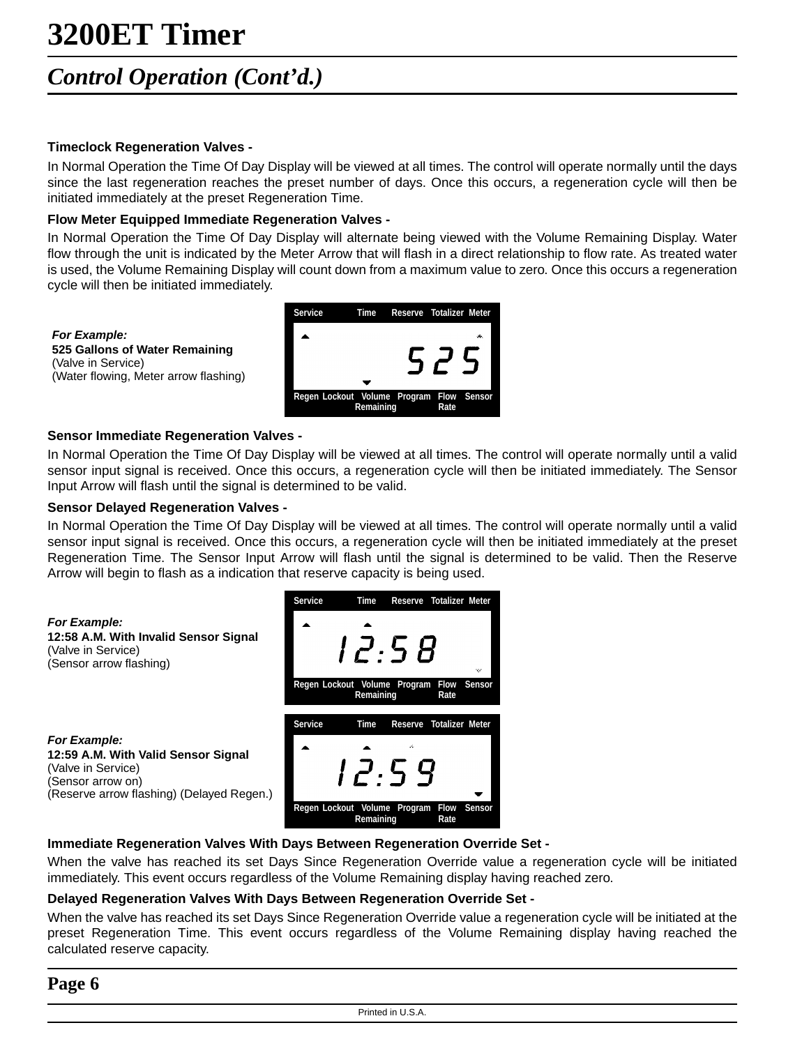# 3200ET Timer

## Control Operation (Cont'd.)

**Timeclock Regeneration Valves -**

In Normal Operation the Time Of Day Display will be viewed at all times. The control will operate normally until the days since the last regeneration reaches the preset number of days. Once this occurs, a regeneration cycle will then be initiated immediately at the preset Regeneration Time.

**Flow Meter Equipped Immediate Regeneration Valves -**

In Normal Operation the Time Of Day Display will alternate being viewed with the Volume Remaining Display. Water flow through the unit is indicated by the Meter Arrow that will flash in a direct relationship to flow rate. As treated water is used, the Volume Remaining Display will count down from a maximum value to zero. Once this occurs a regeneration cycle will then be initiated immediately.

***For Example:***
**525 Gallons of Water Remaining**
(Valve in Service)
(Water flowing, Meter arrow flashing)

Service Time Reserve Totalizer Meter

525

Regen Lockout Volume Remaining Program Flow Rate Sensor

**Sensor Immediate Regeneration Valves -**

In Normal Operation the Time Of Day Display will be viewed at all times. The control will operate normally until a valid sensor input signal is received. Once this occurs, a regeneration cycle will then be initiated immediately. The Sensor Input Arrow will flash until the signal is determined to be valid.

**Sensor Delayed Regeneration Valves -**

In Normal Operation the Time Of Day Display will be viewed at all times. The control will operate normally until a valid sensor input signal is received. Once this occurs, a regeneration cycle will then be initiated immediately at the preset Regeneration Time. The Sensor Input Arrow will flash until the signal is determined to be valid. Then the Reserve Arrow will begin to flash as a indication that reserve capacity is being used.

***For Example:***
**12:58 A.M. With Invalid Sensor Signal**
(Valve in Service)
(Sensor arrow flashing)

Service Time Reserve Totalizer Meter

12:58

Regen Lockout Volume Remaining Program Flow Rate Sensor

***For Example:***
**12:59 A.M. With Valid Sensor Signal**
(Valve in Service)
(Sensor arrow on)
(Reserve arrow flashing) (Delayed Regen.)

Service Time Reserve Totalizer Meter

12:59

Regen Lockout Volume Remaining Program Flow Rate Sensor

**Immediate Regeneration Valves With Days Between Regeneration Override Set -**

When the valve has reached its set Days Since Regeneration Override value a regeneration cycle will be initiated immediately. This event occurs regardless of the Volume Remaining display having reached zero.

**Delayed Regeneration Valves With Days Between Regeneration Override Set -**

When the valve has reached its set Days Since Regeneration Override value a regeneration cycle will be initiated at the preset Regeneration Time. This event occurs regardless of the Volume Remaining display having reached the calculated reserve capacity.

Printed in U.S.A.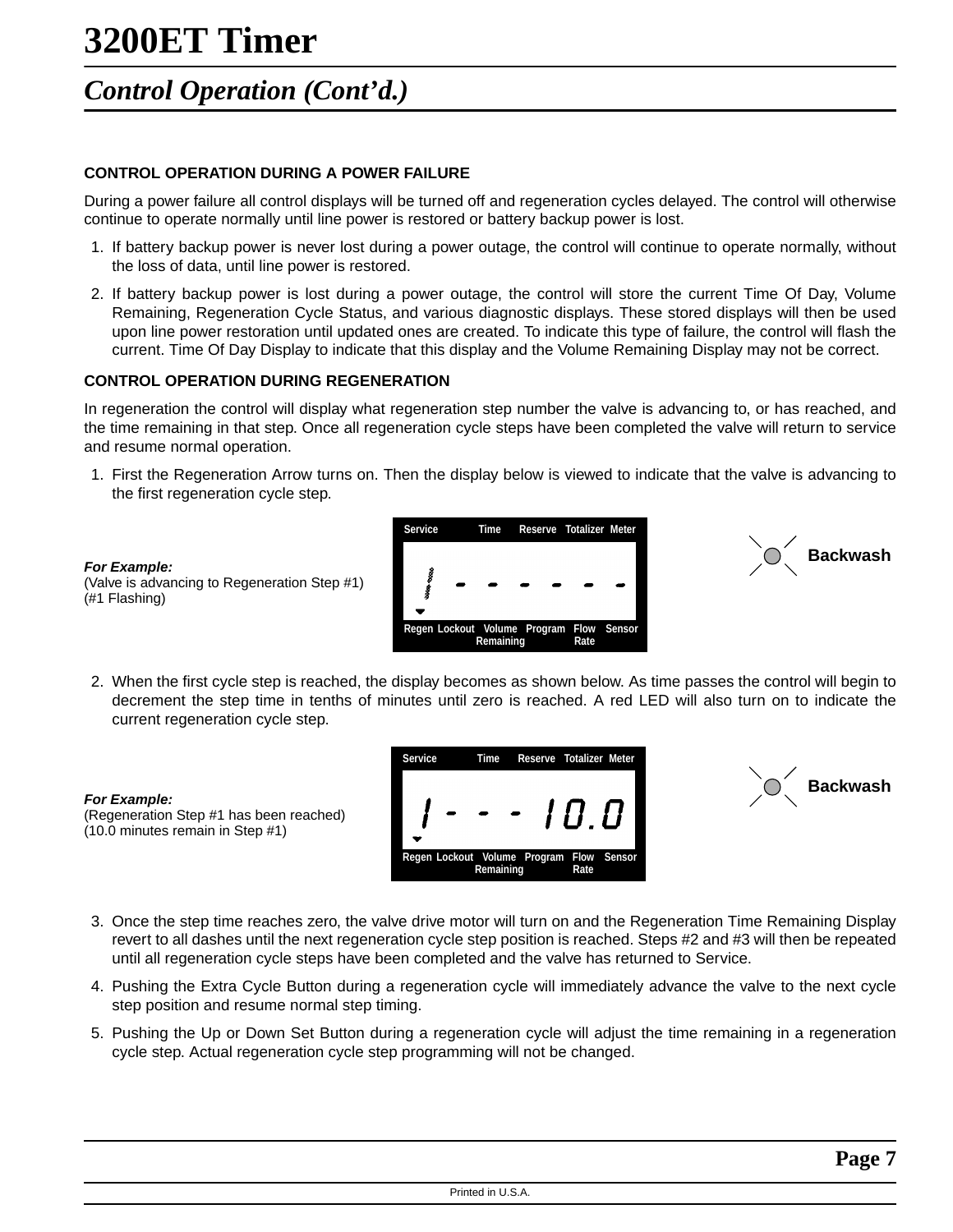# 3200ET Timer

## Control Operation (Cont'd.)

### CONTROL OPERATION DURING A POWER FAILURE

During a power failure all control displays will be turned off and regeneration cycles delayed. The control will otherwise continue to operate normally until line power is restored or battery backup power is lost.

1. If battery backup power is never lost during a power outage, the control will continue to operate normally, without the loss of data, until line power is restored.
2. If battery backup power is lost during a power outage, the control will store the current Time Of Day, Volume Remaining, Regeneration Cycle Status, and various diagnostic displays. These stored displays will then be used upon line power restoration until updated ones are created. To indicate this type of failure, the control will flash the current. Time Of Day Display to indicate that this display and the Volume Remaining Display may not be correct.

### CONTROL OPERATION DURING REGENERATION

In regeneration the control will display what regeneration step number the valve is advancing to, or has reached, and the time remaining in that step. Once all regeneration cycle steps have been completed the valve will return to service and resume normal operation.

1. First the Regeneration Arrow turns on. Then the display below is viewed to indicate that the valve is advancing to the first regeneration cycle step.

*For Example:*
(Valve is advancing to Regeneration Step #1)
(#1 Flashing)

Service Time Reserve Totalizer Meter

1 - - - - - -

Regen Lockout Volume Remaining Program Flow Rate Sensor

Backwash

2. When the first cycle step is reached, the display becomes as shown below. As time passes the control will begin to decrement the step time in tenths of minutes until zero is reached. A red LED will also turn on to indicate the current regeneration cycle step.

*For Example:*
(Regeneration Step #1 has been reached)
(10.0 minutes remain in Step #1)

Service Time Reserve Totalizer Meter

1 - - - 10.0

Regen Lockout Volume Remaining Program Flow Rate Sensor

Backwash

3. Once the step time reaches zero, the valve drive motor will turn on and the Regeneration Time Remaining Display revert to all dashes until the next regeneration cycle step position is reached. Steps #2 and #3 will then be repeated until all regeneration cycle steps have been completed and the valve has returned to Service.
4. Pushing the Extra Cycle Button during a regeneration cycle will immediately advance the valve to the next cycle step position and resume normal step timing.
5. Pushing the Up or Down Set Button during a regeneration cycle will adjust the time remaining in a regeneration cycle step. Actual regeneration cycle step programming will not be changed.

Printed in U.S.A.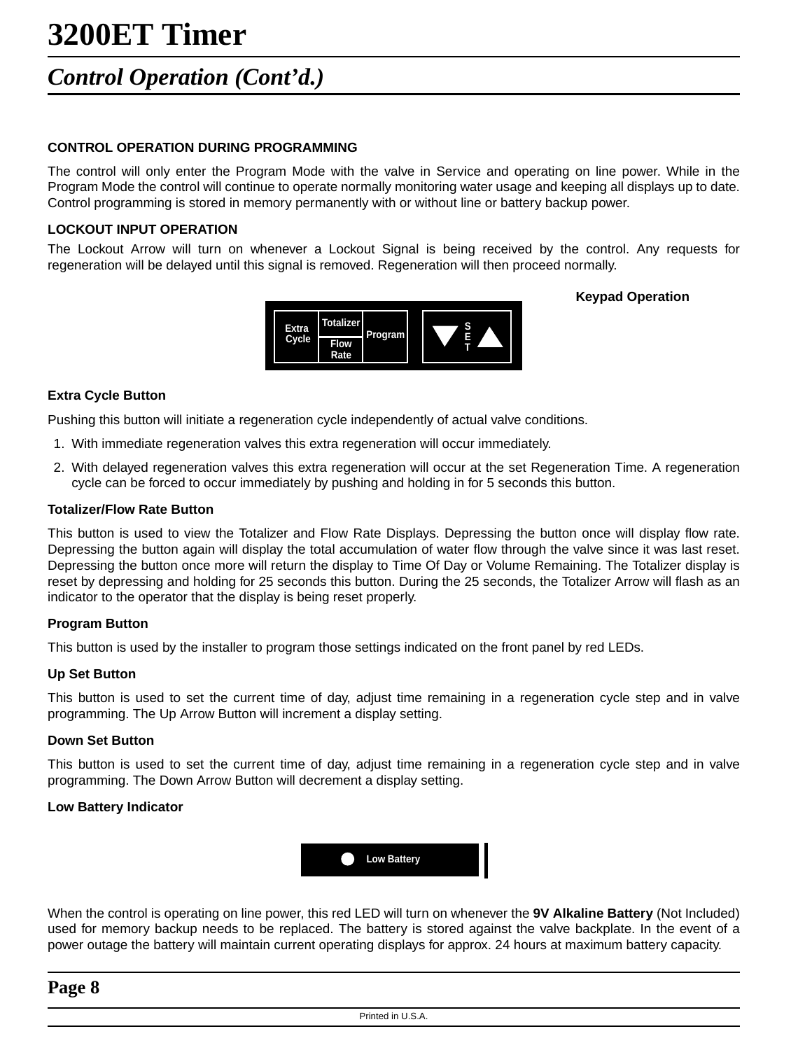# 3200ET Timer

## Control Operation (Cont'd.)

**CONTROL OPERATION DURING PROGRAMMING**

The control will only enter the Program Mode with the valve in Service and operating on line power. While in the Program Mode the control will continue to operate normally monitoring water usage and keeping all displays up to date. Control programming is stored in memory permanently with or without line or battery backup power.

**LOCKOUT INPUT OPERATION**

The Lockout Arrow will turn on whenever a Lockout Signal is being received by the control. Any requests for regeneration will be delayed until this signal is removed. Regeneration will then proceed normally.

**Keypad Operation**

Extra Cycle | Totalizer / Flow Rate | Program | ▼ SET ▲

**Extra Cycle Button**

Pushing this button will initiate a regeneration cycle independently of actual valve conditions.

1. With immediate regeneration valves this extra regeneration will occur immediately.
2. With delayed regeneration valves this extra regeneration will occur at the set Regeneration Time. A regeneration cycle can be forced to occur immediately by pushing and holding in for 5 seconds this button.

**Totalizer/Flow Rate Button**

This button is used to view the Totalizer and Flow Rate Displays. Depressing the button once will display flow rate. Depressing the button again will display the total accumulation of water flow through the valve since it was last reset. Depressing the button once more will return the display to Time Of Day or Volume Remaining. The Totalizer display is reset by depressing and holding for 25 seconds this button. During the 25 seconds, the Totalizer Arrow will flash as an indicator to the operator that the display is being reset properly.

**Program Button**

This button is used by the installer to program those settings indicated on the front panel by red LEDs.

**Up Set Button**

This button is used to set the current time of day, adjust time remaining in a regeneration cycle step and in valve programming. The Up Arrow Button will increment a display setting.

**Down Set Button**

This button is used to set the current time of day, adjust time remaining in a regeneration cycle step and in valve programming. The Down Arrow Button will decrement a display setting.

**Low Battery Indicator**

Low Battery

When the control is operating on line power, this red LED will turn on whenever the **9V Alkaline Battery** (Not Included) used for memory backup needs to be replaced. The battery is stored against the valve backplate. In the event of a power outage the battery will maintain current operating displays for approx. 24 hours at maximum battery capacity.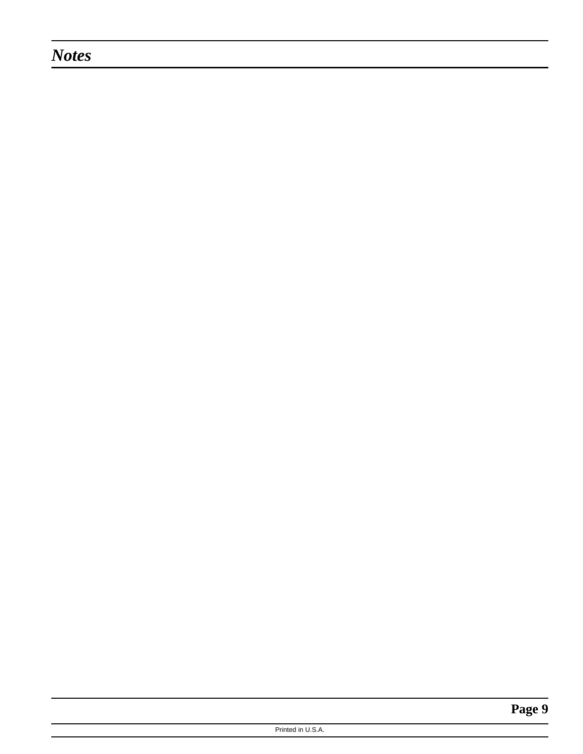## *Notes*

Printed in U.S.A.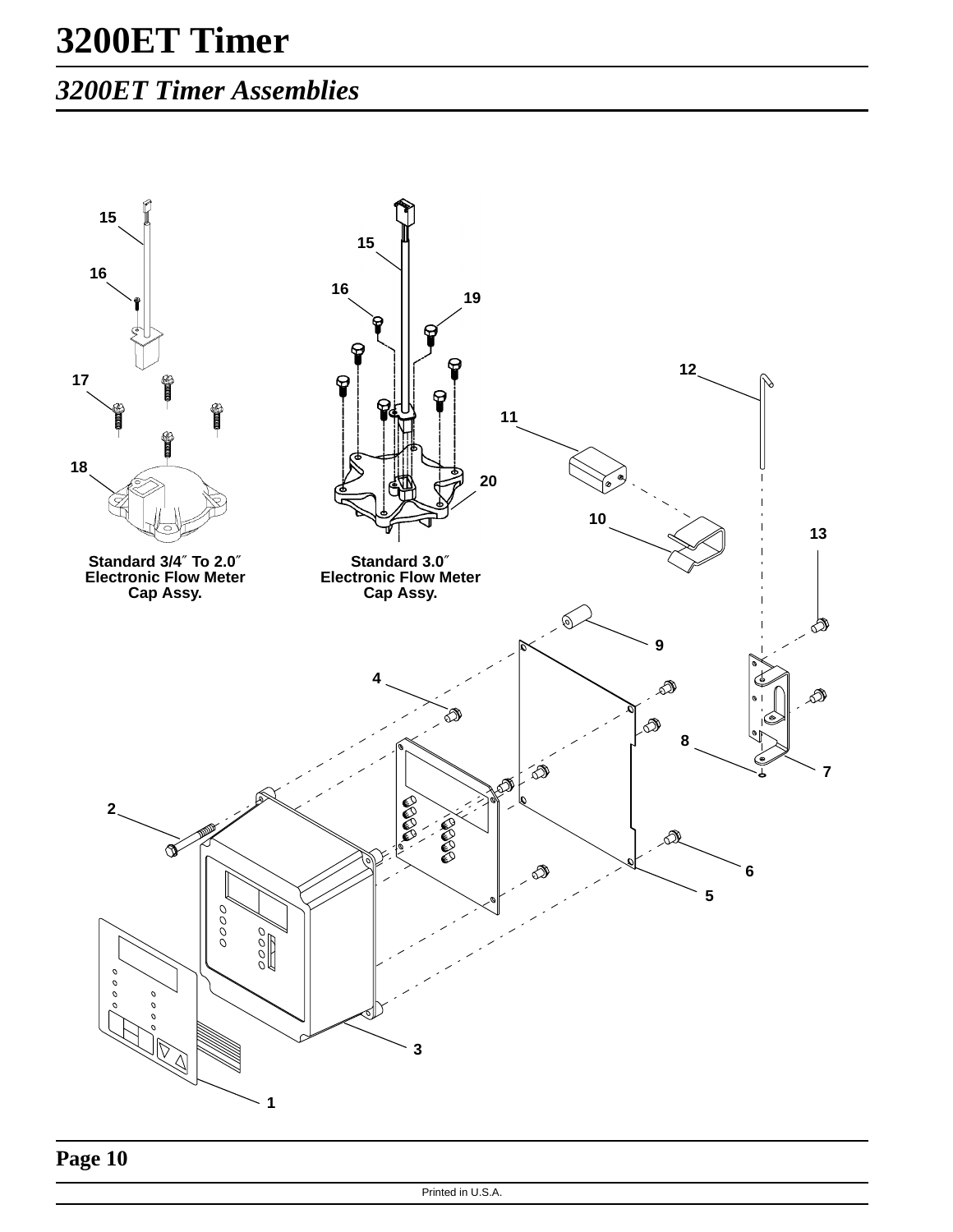# 3200ET Timer

## *3200ET Timer Assemblies*

Standard 3/4″ To 2.0″ Electronic Flow Meter Cap Assy.

Standard 3.0″ Electronic Flow Meter Cap Assy.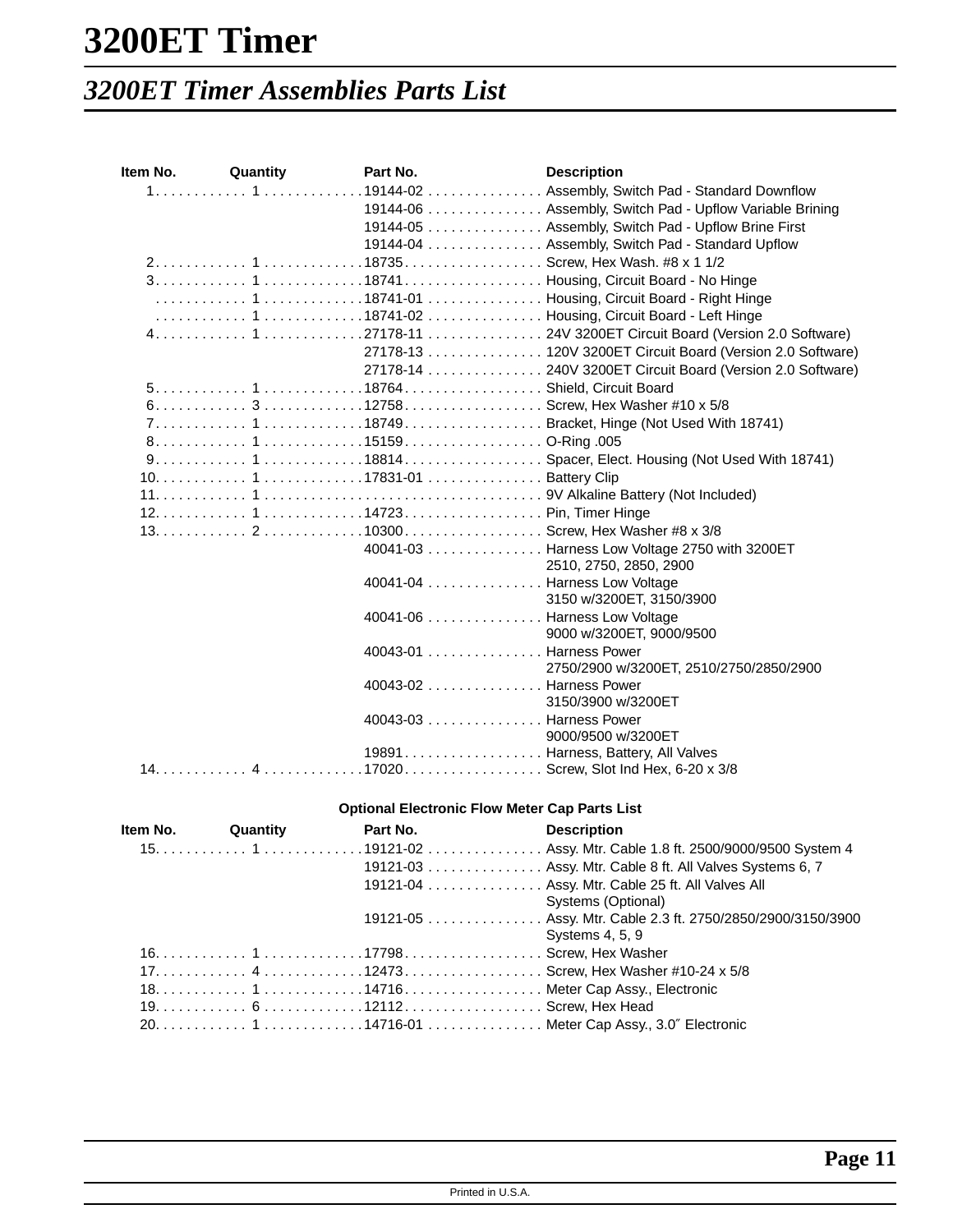# 3200ET Timer

## *3200ET Timer Assemblies Parts List*

| Item No. | Quantity | Part No. | Description |
|---|---|---|---|
| 1 | 1 | 19144-02 | Assembly, Switch Pad - Standard Downflow |
| | | 19144-06 | Assembly, Switch Pad - Upflow Variable Brining |
| | | 19144-05 | Assembly, Switch Pad - Upflow Brine First |
| | | 19144-04 | Assembly, Switch Pad - Standard Upflow |
| 2 | 1 | 18735 | Screw, Hex Wash. #8 x 1 1/2 |
| 3 | 1 | 18741 | Housing, Circuit Board - No Hinge |
| | 1 | 18741-01 | Housing, Circuit Board - Right Hinge |
| | 1 | 18741-02 | Housing, Circuit Board - Left Hinge |
| 4 | 1 | 27178-11 | 24V 3200ET Circuit Board (Version 2.0 Software) |
| | | 27178-13 | 120V 3200ET Circuit Board (Version 2.0 Software) |
| | | 27178-14 | 240V 3200ET Circuit Board (Version 2.0 Software) |
| 5 | 1 | 18764 | Shield, Circuit Board |
| 6 | 3 | 12758 | Screw, Hex Washer #10 x 5/8 |
| 7 | 1 | 18749 | Bracket, Hinge (Not Used With 18741) |
| 8 | 1 | 15159 | O-Ring .005 |
| 9 | 1 | 18814 | Spacer, Elect. Housing (Not Used With 18741) |
| 10 | 1 | 17831-01 | Battery Clip |
| 11 | 1 | | 9V Alkaline Battery (Not Included) |
| 12 | 1 | 14723 | Pin, Timer Hinge |
| 13 | 2 | 10300 | Screw, Hex Washer #8 x 3/8 |
| | | 40041-03 | Harness Low Voltage 2750 with 3200ET 2510, 2750, 2850, 2900 |
| | | 40041-04 | Harness Low Voltage 3150 w/3200ET, 3150/3900 |
| | | 40041-06 | Harness Low Voltage 9000 w/3200ET, 9000/9500 |
| | | 40043-01 | Harness Power 2750/2900 w/3200ET, 2510/2750/2850/2900 |
| | | 40043-02 | Harness Power 3150/3900 w/3200ET |
| | | 40043-03 | Harness Power 9000/9500 w/3200ET |
| | | 19891 | Harness, Battery, All Valves |
| 14 | 4 | 17020 | Screw, Slot Ind Hex, 6-20 x 3/8 |

**Optional Electronic Flow Meter Cap Parts List**

| Item No. | Quantity | Part No. | Description |
|---|---|---|---|
| 15 | 1 | 19121-02 | Assy. Mtr. Cable 1.8 ft. 2500/9000/9500 System 4 |
| | | 19121-03 | Assy. Mtr. Cable 8 ft. All Valves Systems 6, 7 |
| | | 19121-04 | Assy. Mtr. Cable 25 ft. All Valves All Systems (Optional) |
| | | 19121-05 | Assy. Mtr. Cable 2.3 ft. 2750/2850/2900/3150/3900 Systems 4, 5, 9 |
| 16 | 1 | 17798 | Screw, Hex Washer |
| 17 | 4 | 12473 | Screw, Hex Washer #10-24 x 5/8 |
| 18 | 1 | 14716 | Meter Cap Assy., Electronic |
| 19 | 6 | 12112 | Screw, Hex Head |
| 20 | 1 | 14716-01 | Meter Cap Assy., 3.0″ Electronic |

Printed in U.S.A.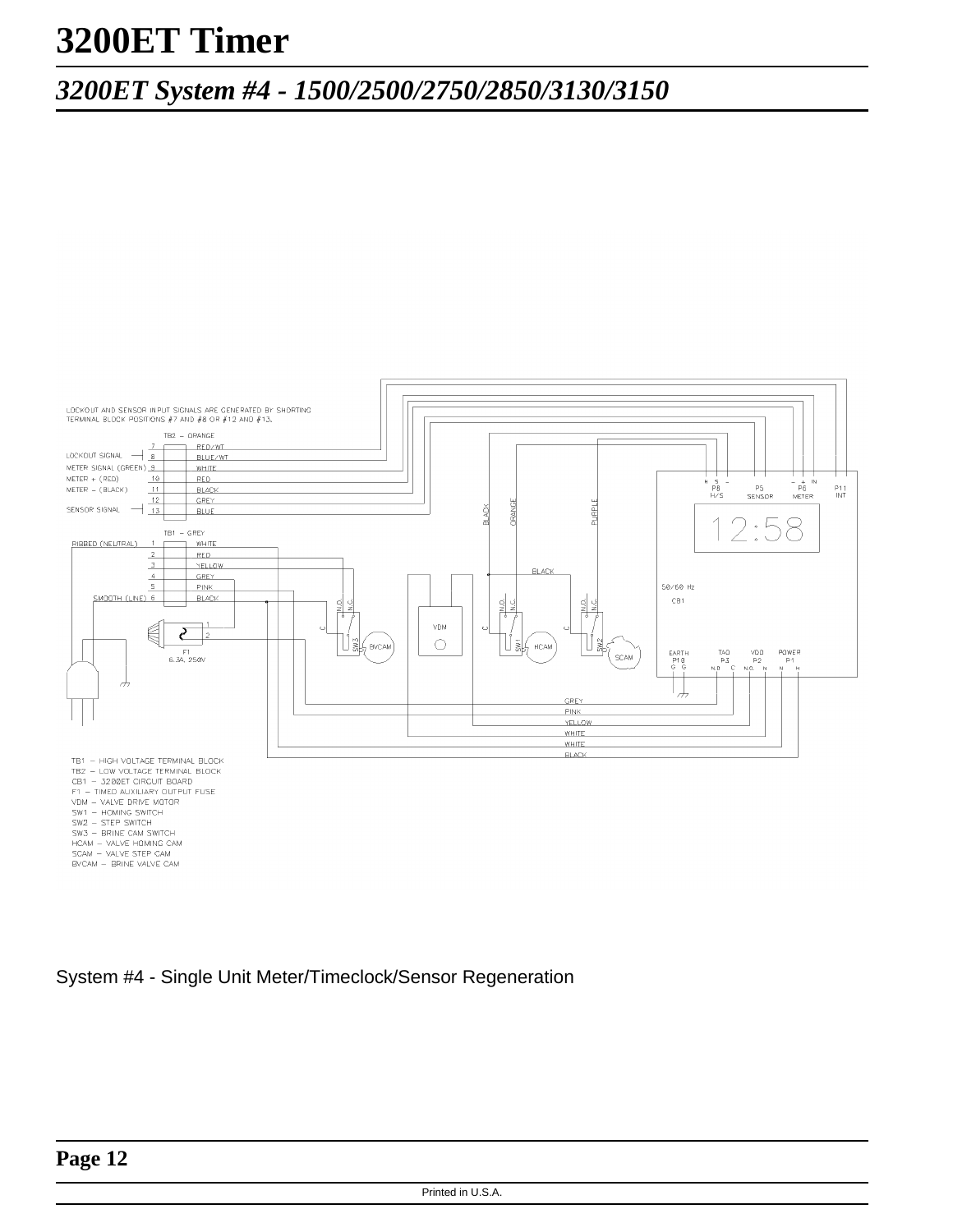# 3200ET Timer

## *3200ET System #4 - 1500/2500/2750/2850/3130/3150*

LOCKOUT AND SENSOR INPUT SIGNALS ARE GENERATED BY SHORTING TERMINAL BLOCK POSITIONS #7 AND #8 OR #12 AND #13.

TB1 – HIGH VOLTAGE TERMINAL BLOCK
TB2 – LOW VOLTAGE TERMINAL BLOCK
CB1 – 3200ET CIRCUIT BOARD
F1 – TIMED AUXILIARY OUTPUT FUSE
VDM – VALVE DRIVE MOTOR
SW1 – HOMING SWITCH
SW2 – STEP SWITCH
SW3 – BRINE CAM SWITCH
HCAM – VALVE HOMING CAM
SCAM – VALVE STEP CAM
BVCAM – BRINE VALVE CAM

System #4 - Single Unit Meter/Timeclock/Sensor Regeneration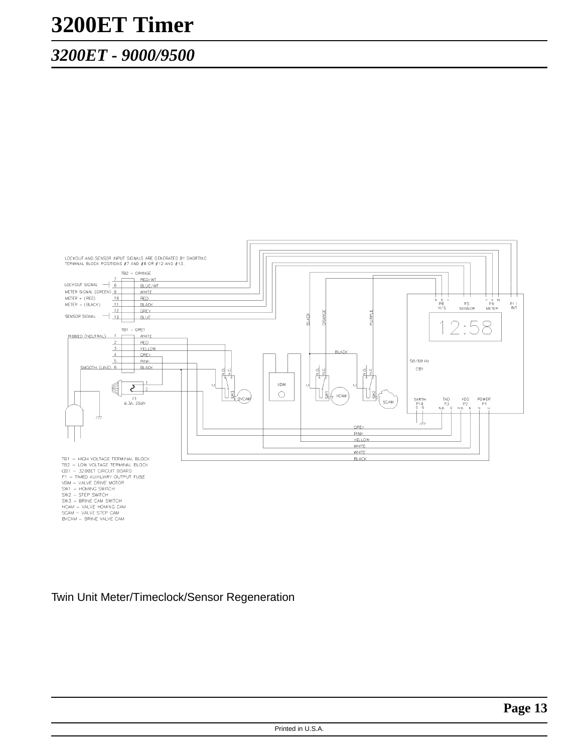# 3200ET Timer

## *3200ET - 9000/9500*

LOCKOUT AND SENSOR INPUT SIGNALS ARE GENERATED BY SHORTING TERMINAL BLOCK POSITIONS #7 AND #8 OR #12 AND #13.

TB2 – ORANGE

| Signal | Position | Wire |
|---|---|---|
| | 7 | RED/WT |
| LOCKOUT SIGNAL | 8 | BLUE/WT |
| METER SIGNAL (GREEN) | 9 | WHITE |
| METER + (RED) | 10 | RED |
| METER – (BLACK) | 11 | BLACK |
| | 12 | GREY |
| SENSOR SIGNAL | 13 | BLUE |

TB1 – GREY

| Signal | Position | Wire |
|---|---|---|
| RIBBED (NEUTRAL) | 1 | WHITE |
| | 2 | RED |
| | 3 | YELLOW |
| | 4 | GREY |
| | 5 | PINK |
| SMOOTH (LINE) | 6 | BLACK |

F1 6.3A, 250V

CB1 connectors: P8 H/S, P5 SENSOR, P6 METER, P11 INT, 50/60 Hz, EARTH P10, TAO P3, VDO P2, POWER P1

TB1 – HIGH VOLTAGE TERMINAL BLOCK
TB2 – LOW VOLTAGE TERMINAL BLOCK
CB1 – 3200ET CIRCUIT BOARD
F1 – TIMED AUXILIARY OUTPUT FUSE
VDM – VALVE DRIVE MOTOR
SW1 – HOMING SWITCH
SW2 – STEP SWITCH
SW3 – BRINE CAM SWITCH
HCAM – VALVE HOMING CAM
SCAM – VALVE STEP CAM
BVCAM – BRINE VALVE CAM

Twin Unit Meter/Timeclock/Sensor Regeneration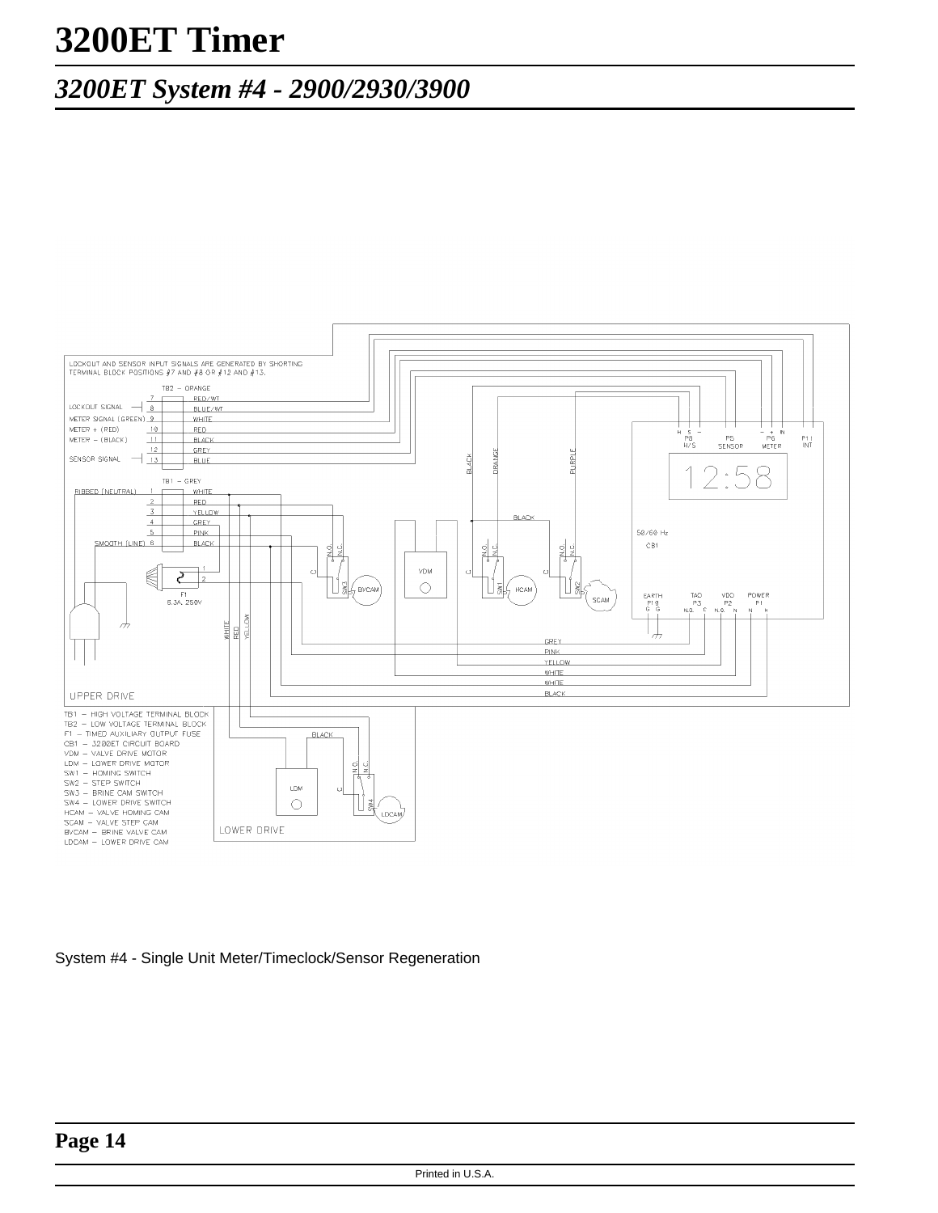# 3200ET Timer

## *3200ET System #4 - 2900/2930/3900*

LOCKOUT AND SENSOR INPUT SIGNALS ARE GENERATED BY SHORTING TERMINAL BLOCK POSITIONS #7 AND #8 OR #12 AND #13.

TB2 – ORANGE

| Signal | Position | Wire |
|---|---|---|
| | 7 | RED/WT |
| LOCKOUT SIGNAL | 8 | BLUE/WT |
| METER SIGNAL (GREEN) | 9 | WHITE |
| METER + (RED) | 10 | RED |
| METER – (BLACK) | 11 | BLACK |
| | 12 | GREY |
| SENSOR SIGNAL | 13 | BLUE |

TB1 – GREY

| Signal | Position | Wire |
|---|---|---|
| RIBBED (NEUTRAL) | 1 | WHITE |
| | 2 | RED |
| | 3 | YELLOW |
| | 4 | GREY |
| | 5 | PINK |
| SMOOTH (LINE) | 6 | BLACK |

F1
6.3A, 250V

UPPER DRIVE

LOWER DRIVE

TB1 – HIGH VOLTAGE TERMINAL BLOCK
TB2 – LOW VOLTAGE TERMINAL BLOCK
F1 – TIMED AUXILIARY OUTPUT FUSE
CB1 – 3200ET CIRCUIT BOARD
VDM – VALVE DRIVE MOTOR
LDM – LOWER DRIVE MOTOR
SW1 – HOMING SWITCH
SW2 – STEP SWITCH
SW3 – BRINE CAM SWITCH
SW4 – LOWER DRIVE SWITCH
HCAM – VALVE HOMING CAM
SCAM – VALVE STEP CAM
BVCAM – BRINE VALVE CAM
LDCAM – LOWER DRIVE CAM

System #4 - Single Unit Meter/Timeclock/Sensor Regeneration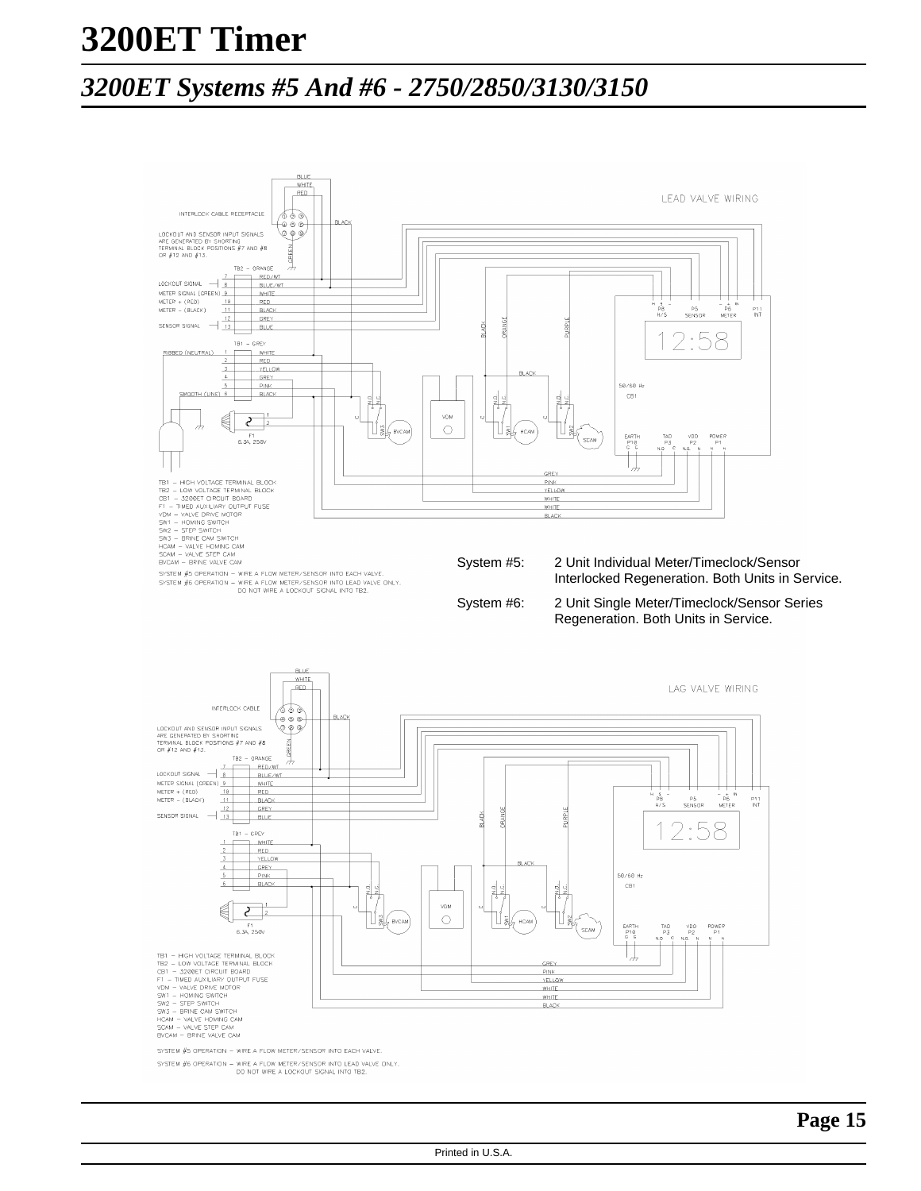# 3200ET Timer

## *3200ET Systems #5 And #6 - 2750/2850/3130/3150*

System #5: 2 Unit Individual Meter/Timeclock/Sensor Interlocked Regeneration. Both Units in Service.

System #6: 2 Unit Single Meter/Timeclock/Sensor Series Regeneration. Both Units in Service.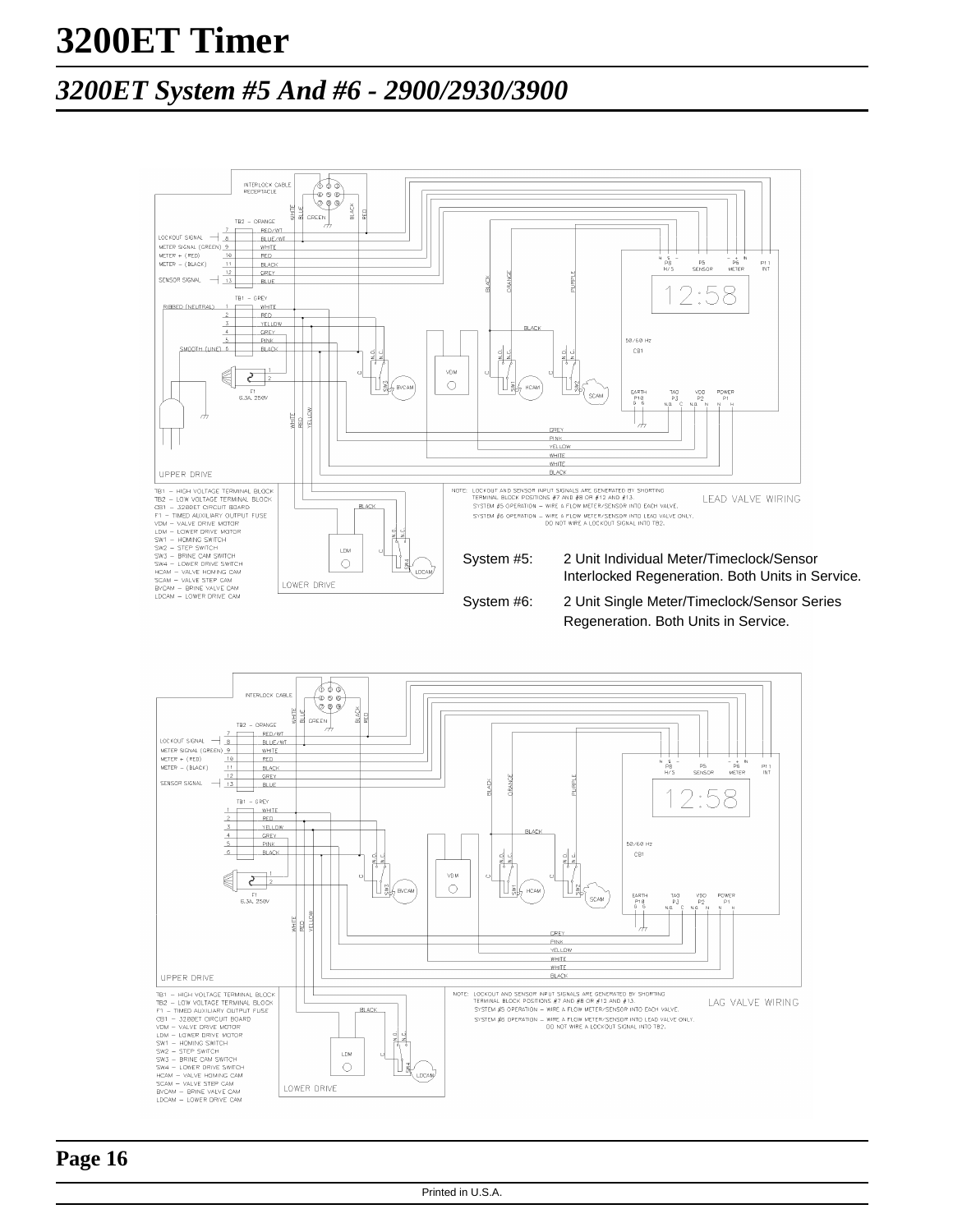# 3200ET Timer

## *3200ET System #5 And #6 - 2900/2930/3900*

System #5: 2 Unit Individual Meter/Timeclock/Sensor Interlocked Regeneration. Both Units in Service.

System #6: 2 Unit Single Meter/Timeclock/Sensor Series Regeneration. Both Units in Service.

LEAD VALVE WIRING

LAG VALVE WIRING

TB1 – HIGH VOLTAGE TERMINAL BLOCK
TB2 – LOW VOLTAGE TERMINAL BLOCK
CB1 – 3200ET CIRCUIT BOARD
F1 – TIMED AUXILIARY OUTPUT FUSE
VDM – VALVE DRIVE MOTOR
LDM – LOWER DRIVE MOTOR
SW1 – HOMING SWITCH
SW2 – STEP SWITCH
SW3 – BRINE CAM SWITCH
SW4 – LOWER DRIVE SWITCH
HCAM – VALVE HOMING CAM
SCAM – VALVE STEP CAM
BVCAM – BRINE VALVE CAM
LDCAM – LOWER DRIVE CAM

NOTE: LOCKOUT AND SENSOR INPUT SIGNALS ARE GENERATED BY SHORTING TERMINAL BLOCK POSITIONS #7 AND #8 OR #12 AND #13.
SYSTEM #5 OPERATION – WIRE A FLOW METER/SENSOR INTO EACH VALVE.
SYSTEM #6 OPERATION – WIRE A FLOW METER/SENSOR INTO LEAD VALVE ONLY. DO NOT WIRE A LOCKOUT SIGNAL INTO TB2.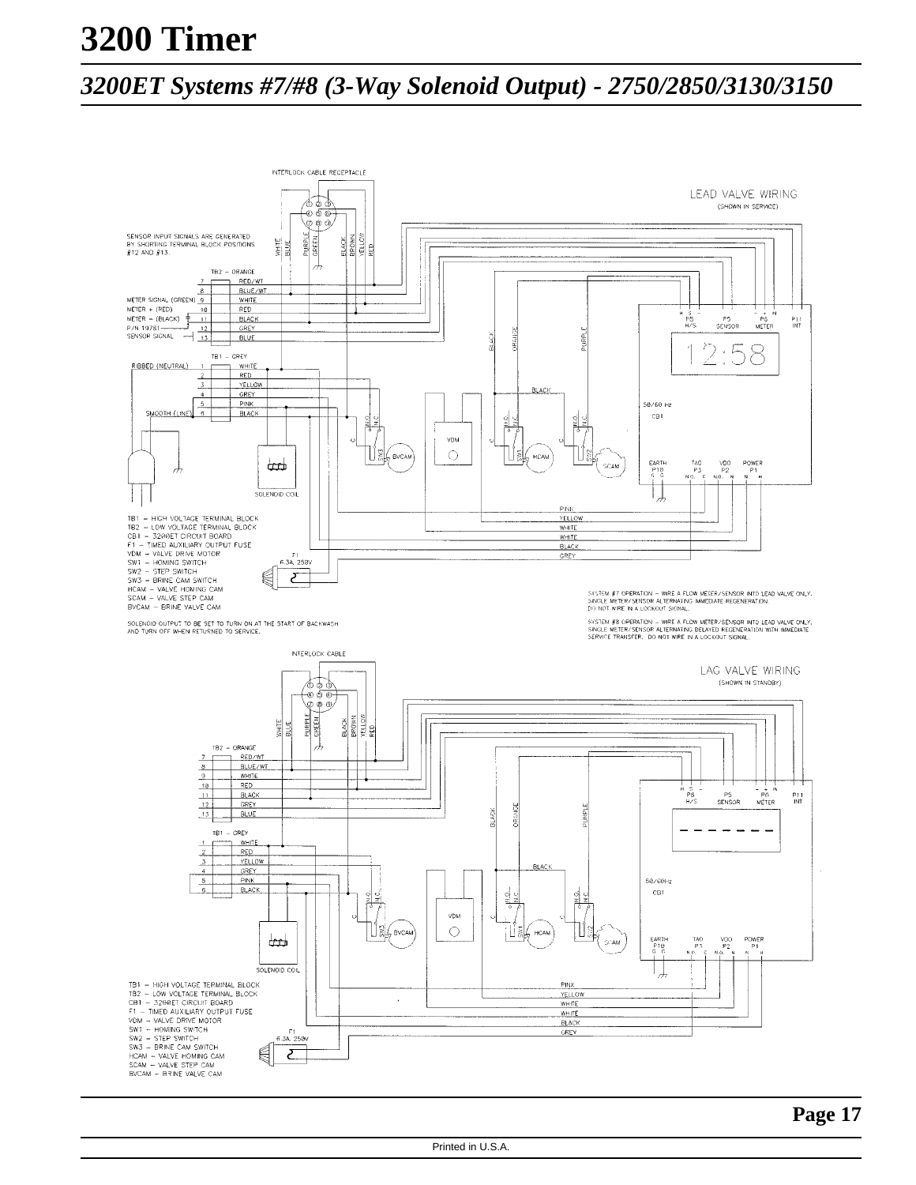# 3200 Timer

## 3200ET Systems #7/#8 (3-Way Solenoid Output) - 2750/2850/3130/3150

INTERLOCK CABLE RECEPTACLE

LEAD VALVE WIRING (SHOWN IN SERVICE)

SENSOR INPUT SIGNALS ARE GENERATED BY SHORTING TERMINAL BLOCK POSITIONS #12 AND #13.

TB2 – ORANGE

| | |
|---|---|
| 7 | RED/WT |
| 8 | BLUE/WT |
| 9 | WHITE |
| 10 | RED |
| 11 | BLACK |
| 12 | GREY |
| 13 | BLUE |

METER SIGNAL (GREEN)
METER + (RED)
METER – (BLACK)
P/N 19781
SENSOR SIGNAL

TB1 – GREY

| | |
|---|---|
| 1 | WHITE |
| 2 | RED |
| 3 | YELLOW |
| 4 | GREY |
| 5 | PINK |
| 6 | BLACK |

RIBBED (NEUTRAL)
SMOOTH (LINE)

TB1 = HIGH VOLTAGE TERMINAL BLOCK
TB2 = LOW VOLTAGE TERMINAL BLOCK
CB1 = 3200ET CIRCUIT BOARD
F1 = TIMED AUXILIARY OUTPUT FUSE
VDM = VALVE DRIVE MOTOR
SW1 = HOMING SWITCH
SW2 = STEP SWITCH
SW3 = BRINE CAM SWITCH
HCAM = VALVE HOMING CAM
SCAM = VALVE STEP CAM
BVCAM = BRINE VALVE CAM

SOLENOID OUTPUT TO BE SET TO TURN ON AT THE START OF BACKWASH AND TURN OFF WHEN RETURNED TO SERVICE.

SYSTEM #7 OPERATION – WIRE A FLOW METER/SENSOR INTO LEAD VALVE ONLY. SINGLE METER/SENSOR ALTERNATING IMMEDIATE REGENERATION. DO NOT WIRE IN A LOCKOUT SIGNAL.

SYSTEM #8 OPERATION – WIRE A FLOW METER/SENSOR INTO LEAD VALVE ONLY. SINGLE METER/SENSOR ALTERNATING DELAYED REGENERATION WITH IMMEDIATE SERVICE TRANSFER. DO NOT WIRE IN A LOCKOUT SIGNAL.

INTERLOCK CABLE

LAG VALVE WIRING (SHOWN IN STANDBY)

TB2 – ORANGE

| | |
|---|---|
| 7 | RED/WT |
| 8 | BLUE/WT |
| 9 | WHITE |
| 10 | RED |
| 11 | BLACK |
| 12 | GREY |
| 13 | BLUE |

TB1 – GREY

| | |
|---|---|
| 1 | WHITE |
| 2 | RED |
| 3 | YELLOW |
| 4 | GREY |
| 5 | PINK |
| 6 | BLACK |

TB1 = HIGH VOLTAGE TERMINAL BLOCK
TB2 = LOW VOLTAGE TERMINAL BLOCK
CB1 = 3200ET CIRCUIT BOARD
F1 = TIMED AUXILIARY OUTPUT FUSE
VDM = VALVE DRIVE MOTOR
SW1 = HOMING SWITCH
SW2 = STEP SWITCH
SW3 = BRINE CAM SWITCH
HCAM = VALVE HOMING CAM
SCAM = VALVE STEP CAM
BVCAM = BRINE VALVE CAM

Printed in U.S.A.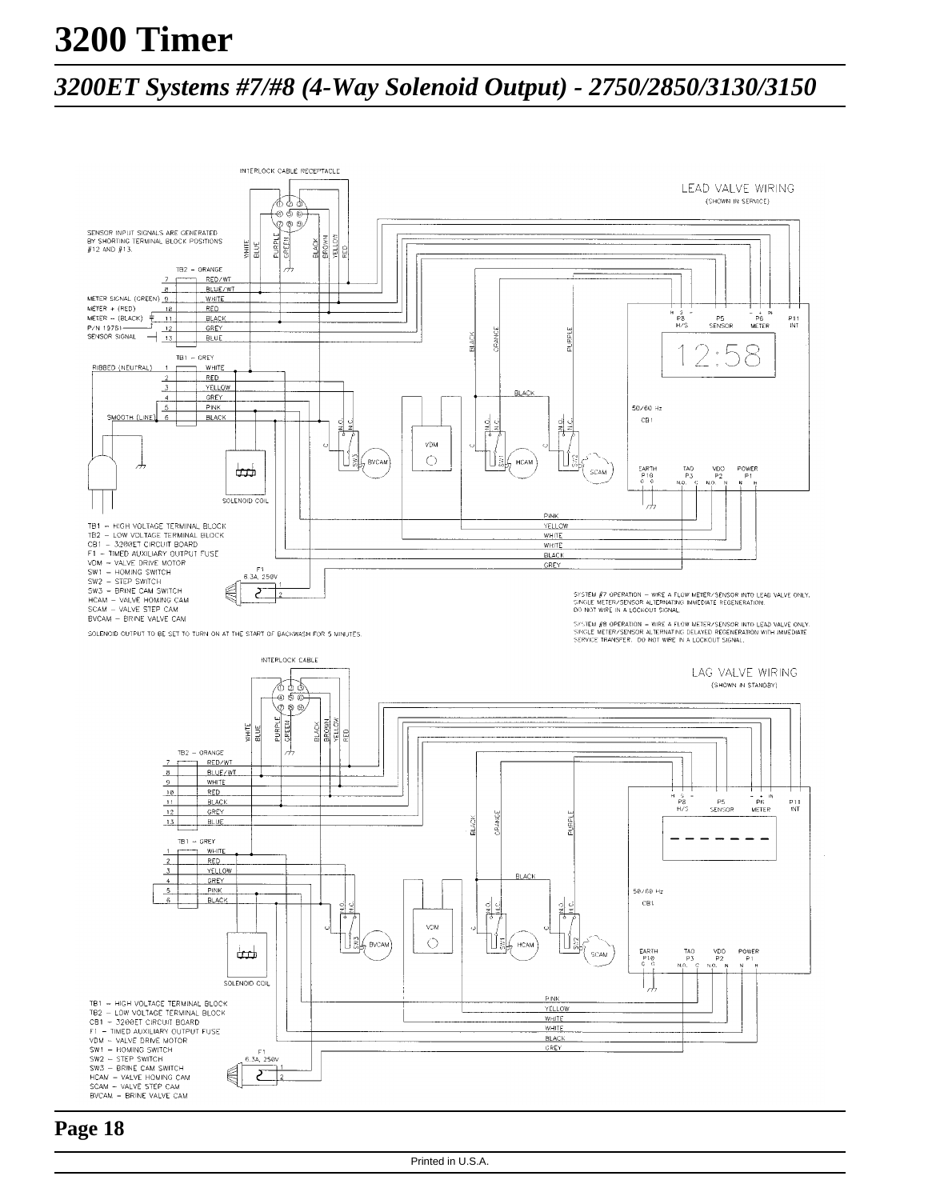# 3200 Timer

## *3200ET Systems #7/#8 (4-Way Solenoid Output) - 2750/2850/3130/3150*

SENSOR INPUT SIGNALS ARE GENERATED BY SHORTING TERMINAL BLOCK POSITIONS #12 AND #13.

TB1 = HIGH VOLTAGE TERMINAL BLOCK
TB2 = LOW VOLTAGE TERMINAL BLOCK
CB1 = 3200ET CIRCUIT BOARD
F1 = TIMED AUXILIARY OUTPUT FUSE
VDM = VALVE DRIVE MOTOR
SW1 = HOMING SWITCH
SW2 = STEP SWITCH
SW3 = BRINE CAM SWITCH
HCAM = VALVE HOMING CAM
SCAM = VALVE STEP CAM
BVCAM = BRINE VALVE CAM

SOLENOID OUTPUT TO BE SET TO TURN ON AT THE START OF BACKWASH FOR 5 MINUTES.

SYSTEM #7 OPERATION = WIRE A FLOW METER/SENSOR INTO LEAD VALVE ONLY. SINGLE METER/SENSOR ALTERNATING IMMEDIATE REGENERATION. DO NOT WIRE IN A LOCKOUT SIGNAL.

SYSTEM #8 OPERATION = WIRE A FLOW METER/SENSOR INTO LEAD VALVE ONLY. SINGLE METER/SENSOR ALTERNATING DELAYED REGENERATION WITH IMMEDIATE SERVICE TRANSFER. DO NOT WIRE IN A LOCKOUT SIGNAL.

LEAD VALVE WIRING (SHOWN IN SERVICE)

LAG VALVE WIRING (SHOWN IN STANDBY)

TB1 = HIGH VOLTAGE TERMINAL BLOCK
TB2 = LOW VOLTAGE TERMINAL BLOCK
CB1 = 3200ET CIRCUIT BOARD
F1 = TIMED AUXILIARY OUTPUT FUSE
VDM = VALVE DRIVE MOTOR
SW1 = HOMING SWITCH
SW2 = STEP SWITCH
SW3 = BRINE CAM SWITCH
HCAM = VALVE HOMING CAM
SCAM = VALVE STEP CAM
BVCAM = BRINE VALVE CAM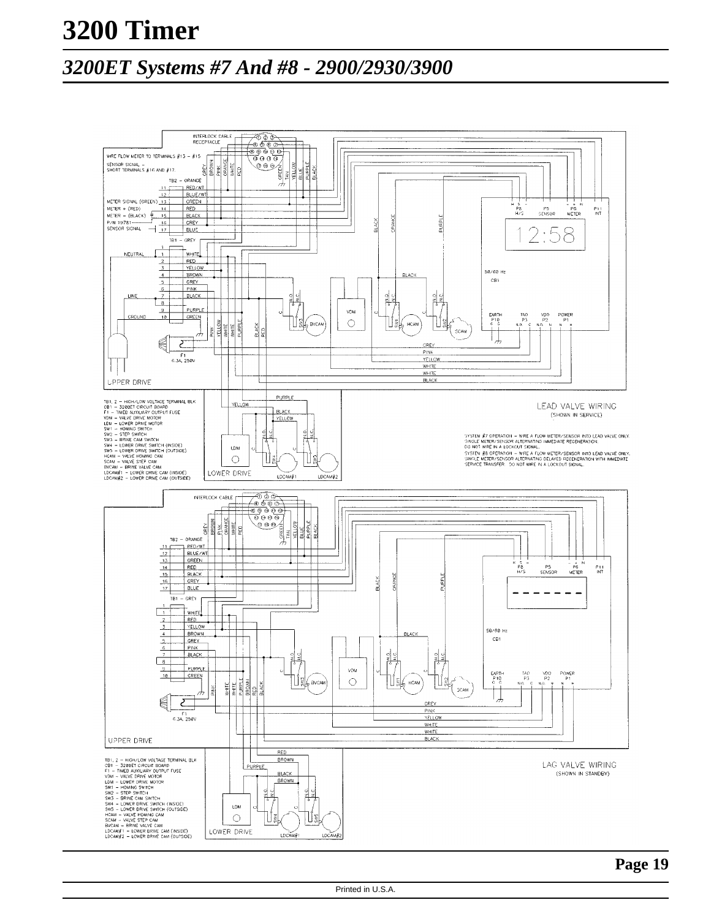# 3200 Timer

## *3200ET Systems #7 And #8 - 2900/2930/3900*

TB1, 2 – HIGH/LOW VOLTAGE TERMINAL BLK
CB1 – 3200ET CIRCUIT BOARD
F1 – TIMED AUXILIARY OUTPUT FUSE
VDM – VALVE DRIVE MOTOR
LDM – LOWER DRIVE MOTOR
SW1 – HOMING SWITCH
SW2 – STEP SWITCH
SW3 – BRINE CAM SWITCH
SW4 – LOWER DRIVE SWITCH (INSIDE)
SW5 – LOWER DRIVE SWITCH (OUTSIDE)
HCAM – VALVE HOMING CAM
SCAM – VALVE STEP CAM
BVCAM – BRINE VALVE CAM
LDCAM#1 – LOWER DRIVE CAM (INSIDE)
LDCAM#2 – LOWER DRIVE CAM (OUTSIDE)

LEAD VALVE WIRING
(SHOWN IN SERVICE)

SYSTEM #7 OPERATION – WIRE A FLOW METER/SENSOR INTO LEAD VALVE ONLY. SINGLE METER/SENSOR ALTERNATING IMMEDIATE REGENERATION. DO NOT WIRE IN A LOCKOUT SIGNAL.

SYSTEM #8 OPERATION – WIRE A FLOW METER/SENSOR INTO LEAD VALVE ONLY. SINGLE METER/SENSOR ALTERNATING DELAYED REGENERATION WITH IMMEDIATE SERVICE TRANSFER. DO NOT WIRE IN A LOCKOUT SIGNAL.

TB1, 2 – HIGH/LOW VOLTAGE TERMINAL BLK
CB1 – 3200ET CIRCUIT BOARD
F1 – TIMED AUXILIARY OUTPUT FUSE
VDM – VALVE DRIVE MOTOR
LDM – LOWER DRIVE MOTOR
SW1 – HOMING SWITCH
SW2 – STEP SWITCH
SW3 – BRINE CAM SWITCH
SW4 – LOWER DRIVE SWITCH (INSIDE)
SW5 – LOWER DRIVE SWITCH (OUTSIDE)
HCAM – VALVE HOMING CAM
SCAM – VALVE STEP CAM
BVCAM – BRINE VALVE CAM
LDCAM#1 – LOWER DRIVE CAM (INSIDE)
LDCAM#2 – LOWER DRIVE CAM (OUTSIDE)

LAG VALVE WIRING
(SHOWN IN STANDBY)

Printed in U.S.A.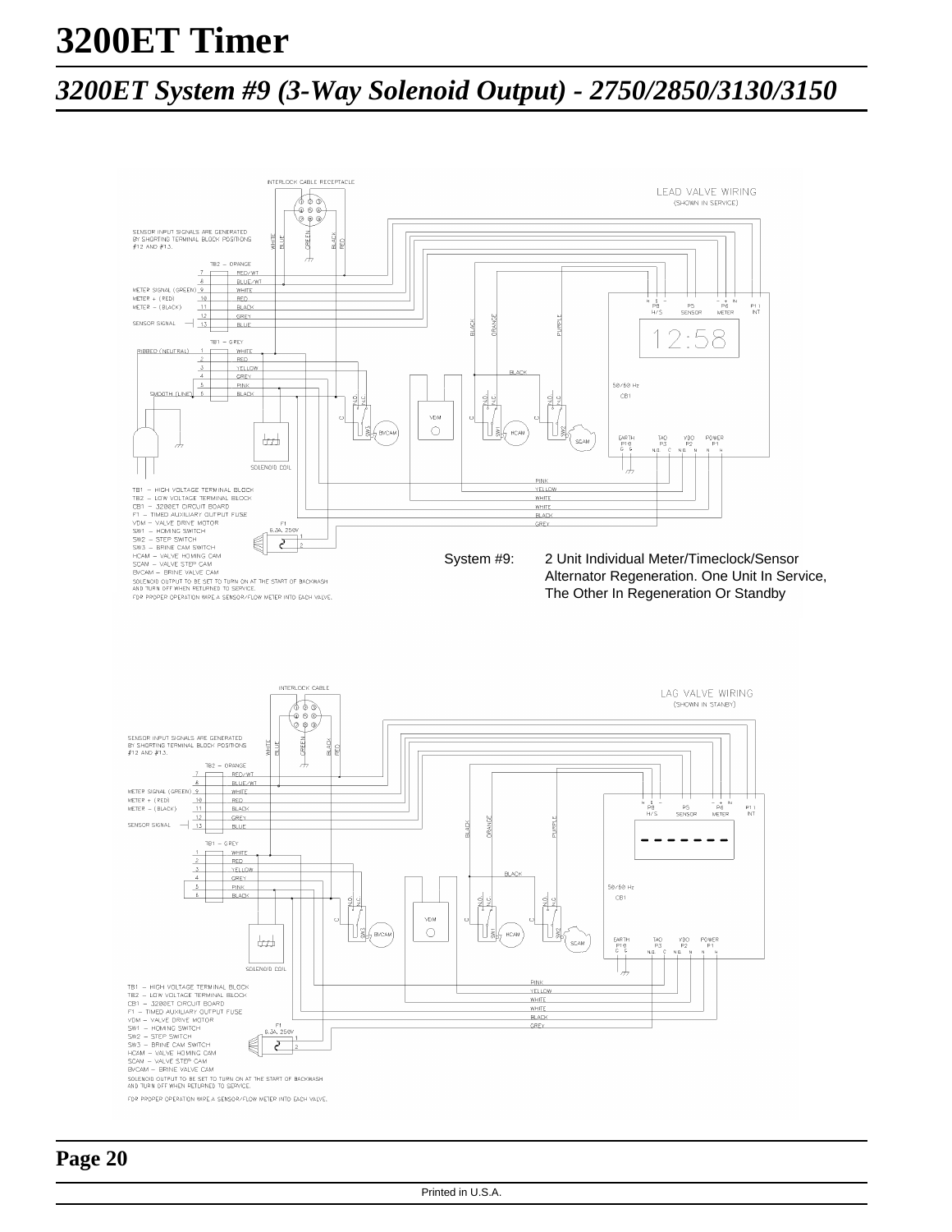# 3200ET Timer

## *3200ET System #9 (3-Way Solenoid Output) - 2750/2850/3130/3150*

LEAD VALVE WIRING
(SHOWN IN SERVICE)

INTERLOCK CABLE RECEPTACLE

SENSOR INPUT SIGNALS ARE GENERATED BY SHORTING TERMINAL BLOCK POSITIONS #12 AND #13.

TB1 – HIGH VOLTAGE TERMINAL BLOCK
TB2 – LOW VOLTAGE TERMINAL BLOCK
CB1 – 3200ET CIRCUIT BOARD
F1 – TIMED AUXILIARY OUTPUT FUSE
VDM – VALVE DRIVE MOTOR
SW1 – HOMING SWITCH
SW2 – STEP SWITCH
SW3 – BRINE CAM SWITCH
HCAM – VALVE HOMING CAM
SCAM – VALVE STEP CAM
BVCAM – BRINE VALVE CAM
SOLENOID OUTPUT TO BE SET TO TURN ON AT THE START OF BACKWASH AND TURN OFF WHEN RETURNED TO SERVICE.
FOR PROPER OPERATION WIRE A SENSOR/FLOW METER INTO EACH VALVE.

System #9: 2 Unit Individual Meter/Timeclock/Sensor Alternator Regeneration. One Unit In Service, The Other In Regeneration Or Standby

LAG VALVE WIRING
(SHOWN IN STANBY)

INTERLOCK CABLE

SENSOR INPUT SIGNALS ARE GENERATED BY SHORTING TERMINAL BLOCK POSITIONS #12 AND #13.

TB1 – HIGH VOLTAGE TERMINAL BLOCK
TB2 – LOW VOLTAGE TERMINAL BLOCK
CB1 – 3200ET CIRCUIT BOARD
F1 – TIMED AUXILIARY OUTPUT FUSE
VDM – VALVE DRIVE MOTOR
SW1 – HOMING SWITCH
SW2 – STEP SWITCH
SW3 – BRINE CAM SWITCH
HCAM – VALVE HOMING CAM
SCAM – VALVE STEP CAM
BVCAM – BRINE VALVE CAM
SOLENOID OUTPUT TO BE SET TO TURN ON AT THE START OF BACKWASH AND TURN OFF WHEN RETURNED TO SERVICE.
FOR PROPER OPERATION WIRE A SENSOR/FLOW METER INTO EACH VALVE.

Printed in U.S.A.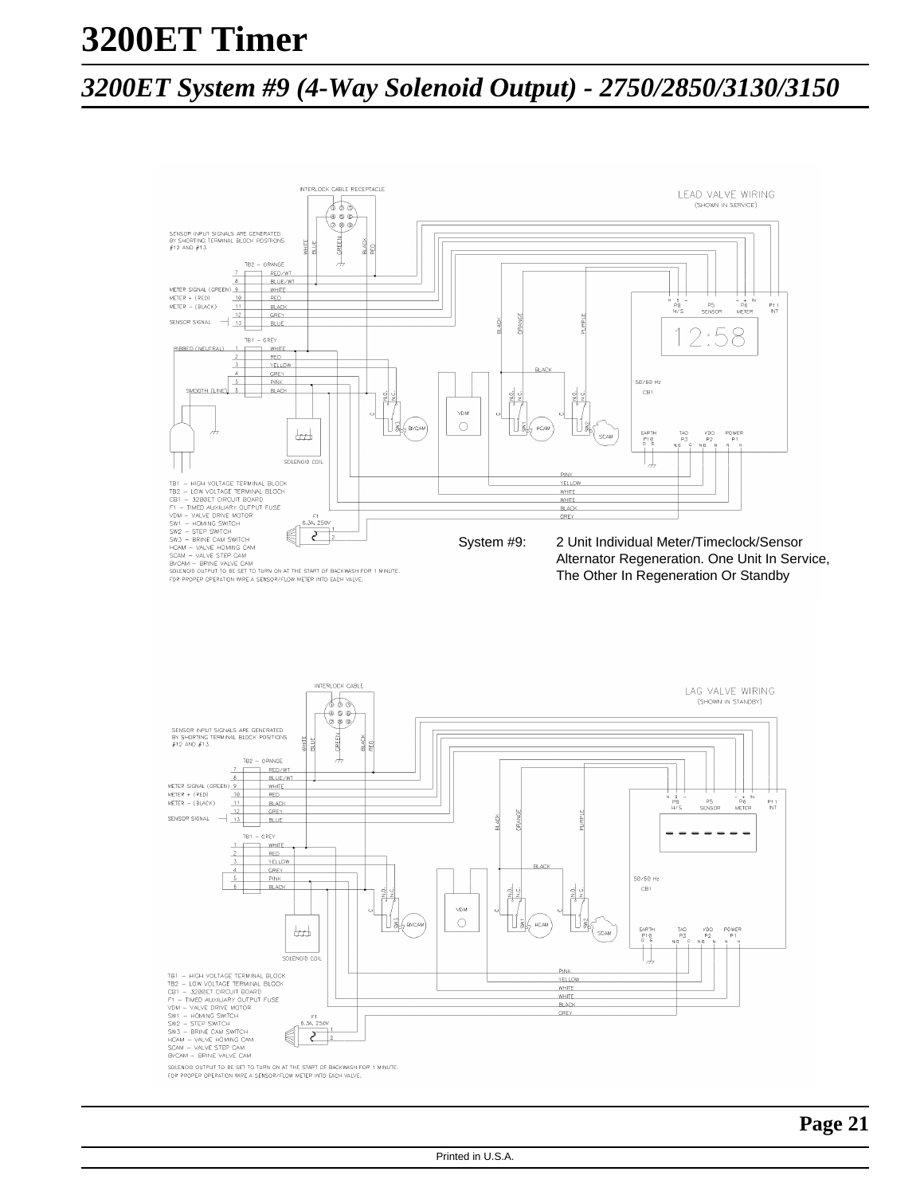# 3200ET Timer

## *3200ET System #9 (4-Way Solenoid Output) - 2750/2850/3130/3150*

INTERLOCK CABLE RECEPTACLE

LEAD VALVE WIRING
(SHOWN IN SERVICE)

SENSOR INPUT SIGNALS ARE GENERATED BY SHORTING TERMINAL BLOCK POSITIONS #12 AND #13.

WHITE BLUE GREEN BLACK RED

TB2 – ORANGE

| | |
|---|---|
| 7 | RED/WT |
| 8 | BLUE/WT |
| METER SIGNAL (GREEN) 9 | WHITE |
| METER + (RED) 10 | RED |
| METER – (BLACK) 11 | BLACK |
| 12 | GREY |
| SENSOR SIGNAL 13 | BLUE |

TB1 – GREY

| | |
|---|---|
| RIBBED (NEUTRAL) 1 | WHITE |
| 2 | RED |
| 3 | YELLOW |
| 4 | GREY |
| 5 | PINK |
| SMOOTH (LINE) 6 | BLACK |

H S – P8 H/S; P5 SENSOR; – + IN P6 METER; P11 INT

12:58

BLACK ORANGE PURPLE BLACK

50/60 Hz
CB1

N.O. N.C. C SW3 BVCAM; VDM; N.O. N.C. C SW1 HCAM; N.O. N.C. C SW2 SCAM

EARTH P10 O P; TAO P3 N.O. C; VDO P2 N.O. N; POWER P1 N H

SOLENOID COIL

PINK YELLOW WHITE WHITE BLACK GREY

TB1 – HIGH VOLTAGE TERMINAL BLOCK
TB2 – LOW VOLTAGE TERMINAL BLOCK
CB1 – 3200ET CIRCUIT BOARD
F1 – TIMED AUXILIARY OUTPUT FUSE
VDM – VALVE DRIVE MOTOR
SW1 – HOMING SWITCH
SW2 – STEP SWITCH
SW3 – BRINE CAM SWITCH
HCAM – VALVE HOMING CAM
SCAM – VALVE STEP CAM
BVCAM – BRINE VALVE CAM
SOLENOID OUTPUT TO BE SET TO TURN ON AT THE START OF BACKWASH FOR 1 MINUTE.
FOR PROPER OPERATION WIRE A SENSOR/FLOW METER INTO EACH VALVE.

F1 8.3A 250V

System #9: 2 Unit Individual Meter/Timeclock/Sensor Alternator Regeneration. One Unit In Service, The Other In Regeneration Or Standby

INTERLOCK CABLE

LAG VALVE WIRING
(SHOWN IN STANDBY)

SENSOR INPUT SIGNALS ARE GENERATED BY SHORTING TERMINAL BLOCK POSITIONS #12 AND #13.

WHITE BLUE GREEN BLACK RED

TB2 – ORANGE

| | |
|---|---|
| 7 | RED/WT |
| 8 | BLUE/WT |
| METER SIGNAL (GREEN) 9 | WHITE |
| METER + (RED) 10 | RED |
| METER – (BLACK) 11 | BLACK |
| 12 | GREY |
| SENSOR SIGNAL 13 | BLUE |

TB1 – GREY

| | |
|---|---|
| 1 | WHITE |
| 2 | RED |
| 3 | YELLOW |
| 4 | GREY |
| 5 | PINK |
| 6 | BLACK |

H S – P8 H/S; P5 SENSOR; – + IN P6 METER; P11 INT

– – – – – –

BLACK ORANGE PURPLE BLACK

50/60 Hz
CB1

N.O. N.C. C SW3 BVCAM; VDM; N.O. N.C. C SW1 HCAM; N.O. N.C. C SW2 SCAM

EARTH P10 O P; TAO P3 N.O. C; VDO P2 N.O. N; POWER P1 N H

SOLENOID COIL

PINK YELLOW WHITE WHITE BLACK GREY

TB1 – HIGH VOLTAGE TERMINAL BLOCK
TB2 – LOW VOLTAGE TERMINAL BLOCK
CB1 – 3200ET CIRCUIT BOARD
F1 – TIMED AUXILIARY OUTPUT FUSE
VDM – VALVE DRIVE MOTOR
SW1 – HOMING SWITCH
SW2 – STEP SWITCH
SW3 – BRINE CAM SWITCH
HCAM – VALVE HOMING CAM
SCAM – VALVE STEP CAM
BVCAM – BRINE VALVE CAM

F1 8.3A 250V

SOLENOID OUTPUT TO BE SET TO TURN ON AT THE START OF BACKWASH FOR 1 MINUTE.
FOR PROPER OPERATION WIRE A SENSOR/FLOW METER INTO EACH VALVE.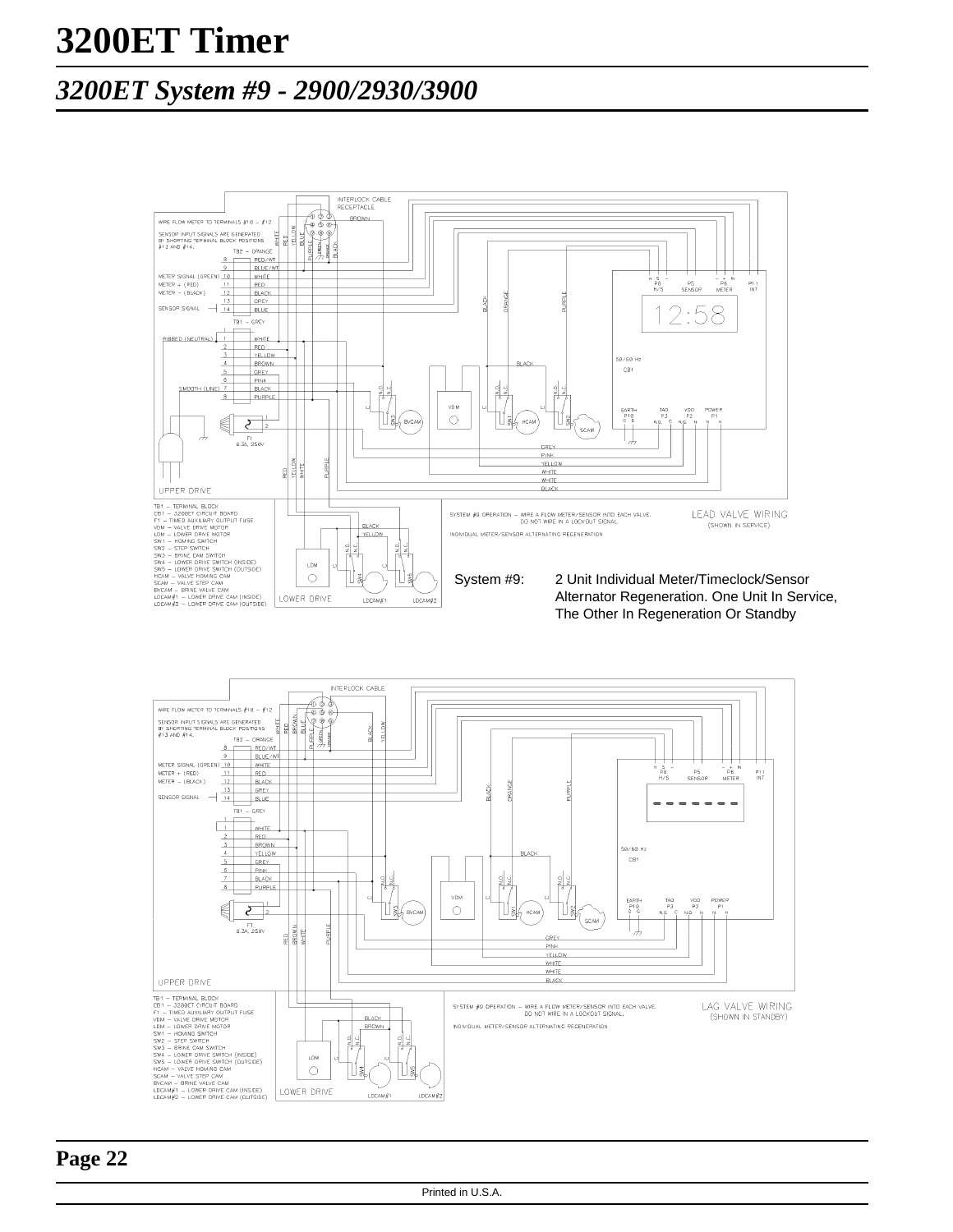# 3200ET Timer

## *3200ET System #9 - 2900/2930/3900*

System #9: 2 Unit Individual Meter/Timeclock/Sensor Alternator Regeneration. One Unit In Service, The Other In Regeneration Or Standby

LEAD VALVE WIRING (SHOWN IN SERVICE)

SYSTEM #9 OPERATION – WIRE A FLOW METER/SENSOR INTO EACH VALVE. DO NOT WIRE IN A LOCKOUT SIGNAL.

INDIVIDUAL METER/SENSOR ALTERNATING REGENERATION

TB1 – TERMINAL BLOCK
CB1 – 3200ET CIRCUIT BOARD
F1 – TIMED AUXILIARY OUTPUT FUSE
VDM – VALVE DRIVE MOTOR
LDM – LOWER DRIVE MOTOR
SW1 – HOMING SWITCH
SW2 – STEP SWITCH
SW3 – BRINE CAM SWITCH
SW4 – LOWER DRIVE SWITCH (INSIDE)
SW5 – LOWER DRIVE SWITCH (OUTSIDE)
HCAM – VALVE HOMING CAM
SCAM – VALVE STEP CAM
BVCAM – BRINE VALVE CAM
LDCAM#1 – LOWER DRIVE CAM (INSIDE)
LDCAM#2 – LOWER DRIVE CAM (OUTSIDE)

LAG VALVE WIRING (SHOWN IN STANDBY)

SYSTEM #9 OPERATION – WIRE A FLOW METER/SENSOR INTO EACH VALVE. DO NOT WIRE IN A LOCKOUT SIGNAL.

INDIVIDUAL METER/SENSOR ALTERNATING REGENERATION

TB1 – TERMINAL BLOCK
CB1 – 3200ET CIRCUIT BOARD
F1 – TIMED AUXILIARY OUTPUT FUSE
VDM – VALVE DRIVE MOTOR
LDM – LOWER DRIVE MOTOR
SW1 – HOMING SWITCH
SW2 – STEP SWITCH
SW3 – BRINE CAM SWITCH
SW4 – LOWER DRIVE SWITCH (INSIDE)
SW5 – LOWER DRIVE SWITCH (OUTSIDE)
HCAM – VALVE HOMING CAM
SCAM – VALVE STEP CAM
BVCAM – BRINE VALVE CAM
LDCAM#1 – LOWER DRIVE CAM (INSIDE)
LDCAM#2 – LOWER DRIVE CAM (OUTSIDE)

Printed in U.S.A.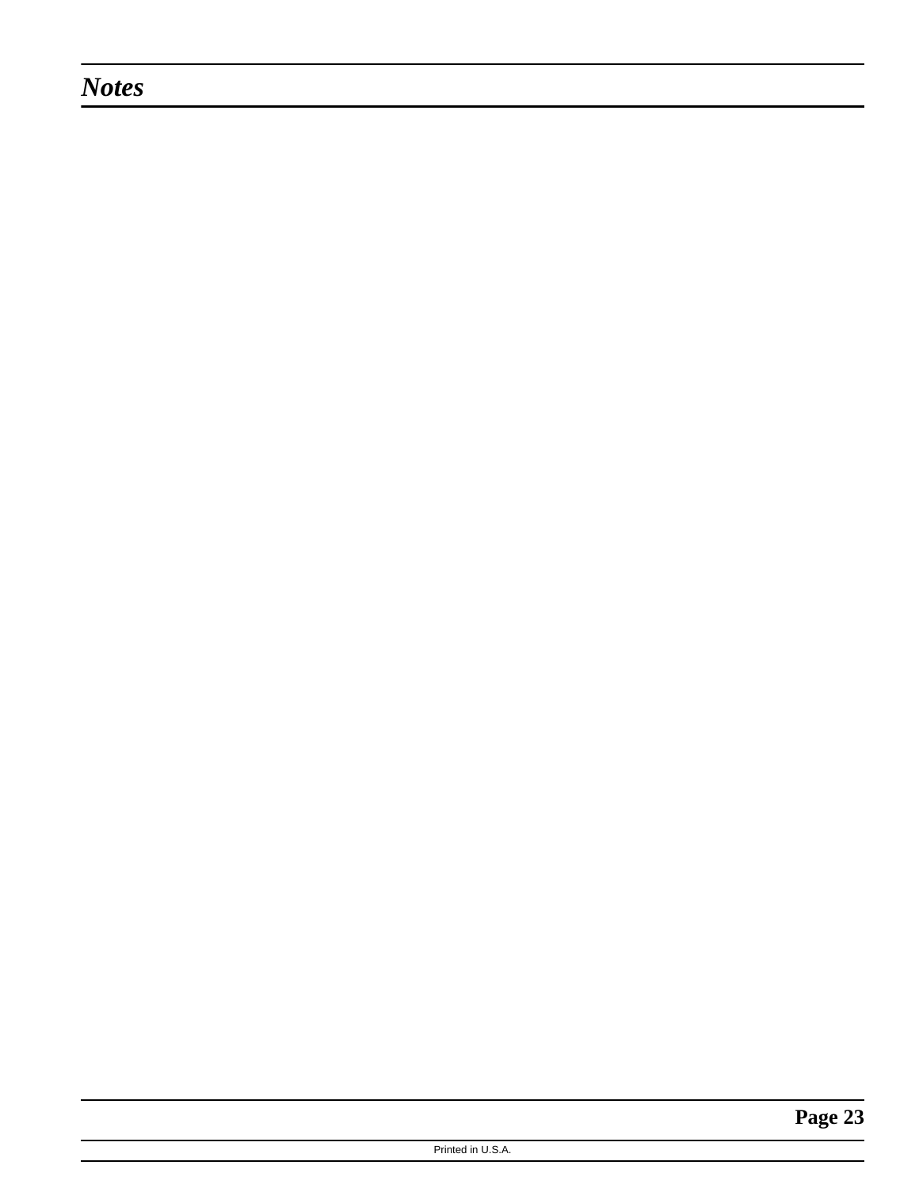# *Notes*

Printed in U.S.A.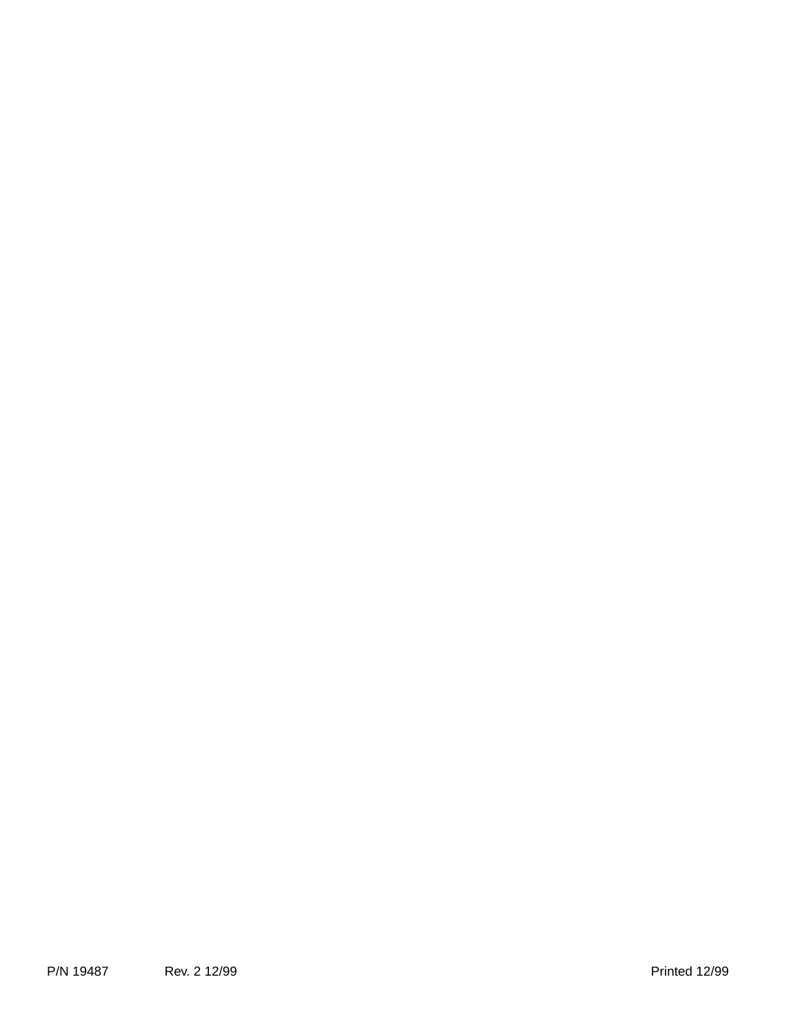P/N 19487 Rev. 2 12/99 Printed 12/99